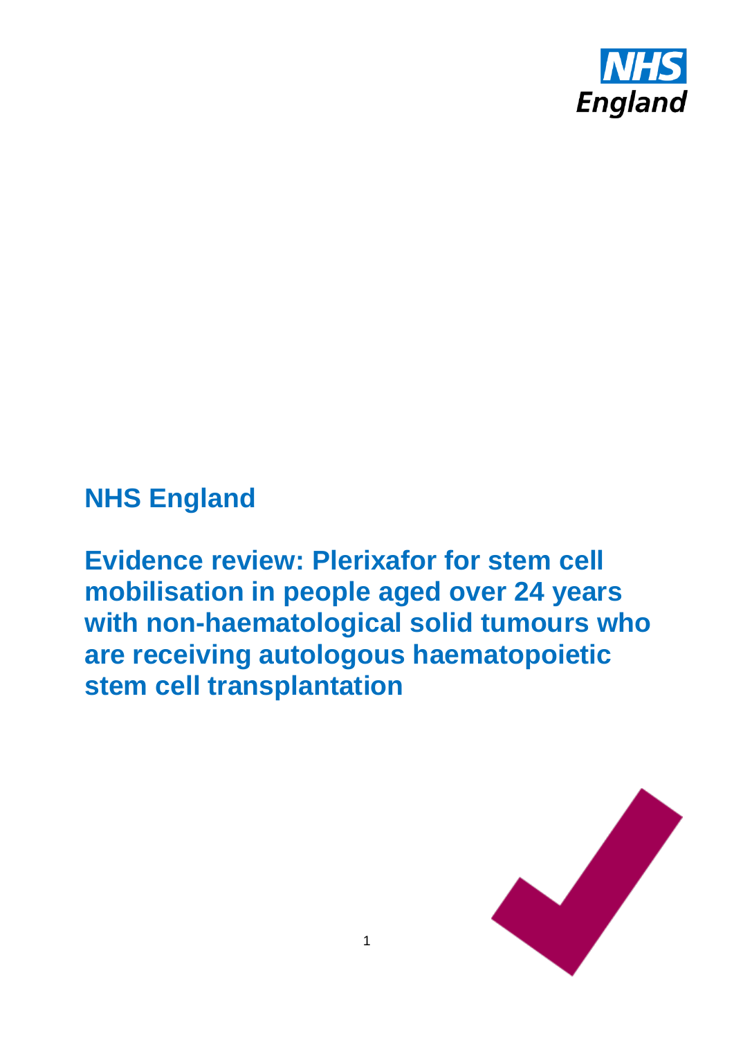NHS England

# NHS England

# Evidence review: Plerixafor for stem cell mobilisation in people aged over 24 years with non-haematological solid tumours who are receiving autologous haematopoietic stem cell transplantation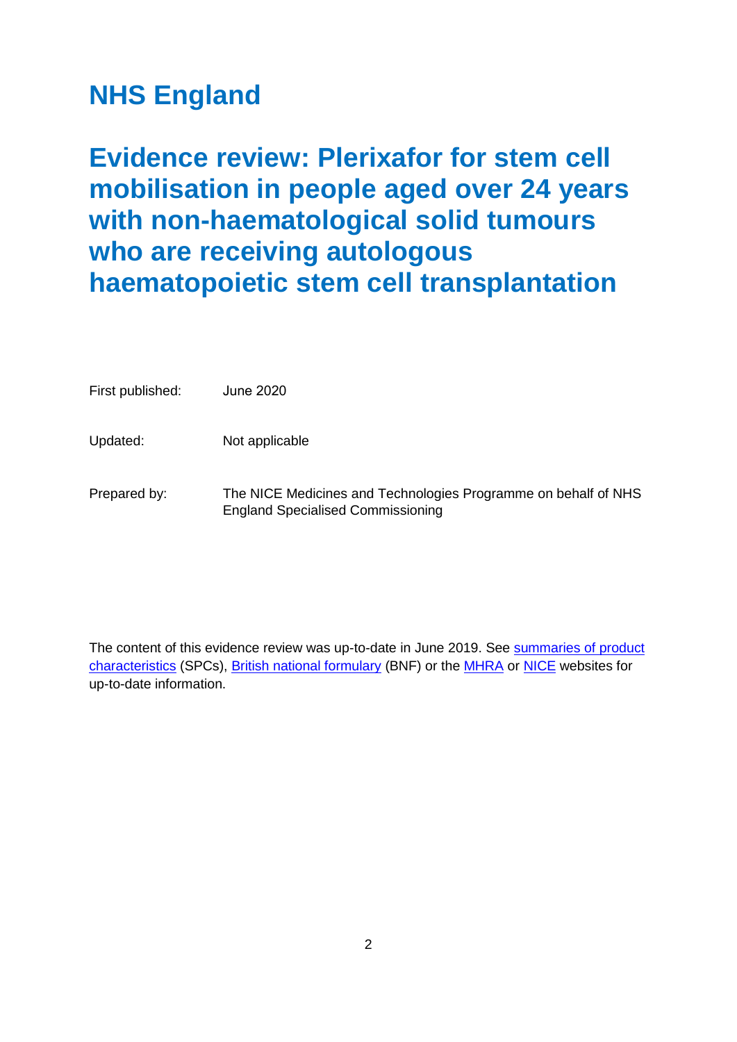# NHS England

# Evidence review: Plerixafor for stem cell mobilisation in people aged over 24 years with non-haematological solid tumours who are receiving autologous haematopoietic stem cell transplantation

| | |
|---|---|
| First published: | June 2020 |
| Updated: | Not applicable |
| Prepared by: | The NICE Medicines and Technologies Programme on behalf of NHS England Specialised Commissioning |

The content of this evidence review was up-to-date in June 2019. See summaries of product characteristics (SPCs), British national formulary (BNF) or the MHRA or NICE websites for up-to-date information.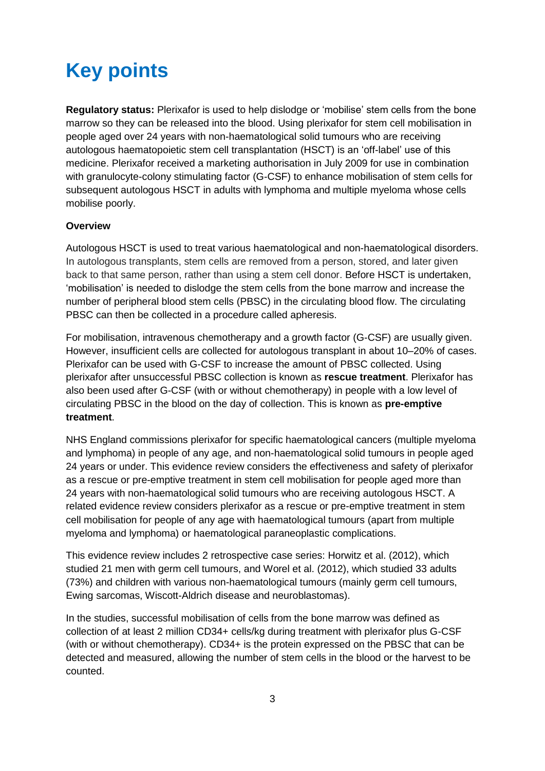# Key points

**Regulatory status:** Plerixafor is used to help dislodge or 'mobilise' stem cells from the bone marrow so they can be released into the blood. Using plerixafor for stem cell mobilisation in people aged over 24 years with non-haematological solid tumours who are receiving autologous haematopoietic stem cell transplantation (HSCT) is an 'off-label' use of this medicine. Plerixafor received a marketing authorisation in July 2009 for use in combination with granulocyte-colony stimulating factor (G-CSF) to enhance mobilisation of stem cells for subsequent autologous HSCT in adults with lymphoma and multiple myeloma whose cells mobilise poorly.

**Overview**

Autologous HSCT is used to treat various haematological and non-haematological disorders. In autologous transplants, stem cells are removed from a person, stored, and later given back to that same person, rather than using a stem cell donor. Before HSCT is undertaken, 'mobilisation' is needed to dislodge the stem cells from the bone marrow and increase the number of peripheral blood stem cells (PBSC) in the circulating blood flow. The circulating PBSC can then be collected in a procedure called apheresis.

For mobilisation, intravenous chemotherapy and a growth factor (G-CSF) are usually given. However, insufficient cells are collected for autologous transplant in about 10–20% of cases. Plerixafor can be used with G-CSF to increase the amount of PBSC collected. Using plerixafor after unsuccessful PBSC collection is known as **rescue treatment**. Plerixafor has also been used after G-CSF (with or without chemotherapy) in people with a low level of circulating PBSC in the blood on the day of collection. This is known as **pre-emptive treatment**.

NHS England commissions plerixafor for specific haematological cancers (multiple myeloma and lymphoma) in people of any age, and non-haematological solid tumours in people aged 24 years or under. This evidence review considers the effectiveness and safety of plerixafor as a rescue or pre-emptive treatment in stem cell mobilisation for people aged more than 24 years with non-haematological solid tumours who are receiving autologous HSCT. A related evidence review considers plerixafor as a rescue or pre-emptive treatment in stem cell mobilisation for people of any age with haematological tumours (apart from multiple myeloma and lymphoma) or haematological paraneoplastic complications.

This evidence review includes 2 retrospective case series: Horwitz et al. (2012), which studied 21 men with germ cell tumours, and Worel et al. (2012), which studied 33 adults (73%) and children with various non-haematological tumours (mainly germ cell tumours, Ewing sarcomas, Wiscott-Aldrich disease and neuroblastomas).

In the studies, successful mobilisation of cells from the bone marrow was defined as collection of at least 2 million CD34+ cells/kg during treatment with plerixafor plus G-CSF (with or without chemotherapy). CD34+ is the protein expressed on the PBSC that can be detected and measured, allowing the number of stem cells in the blood or the harvest to be counted.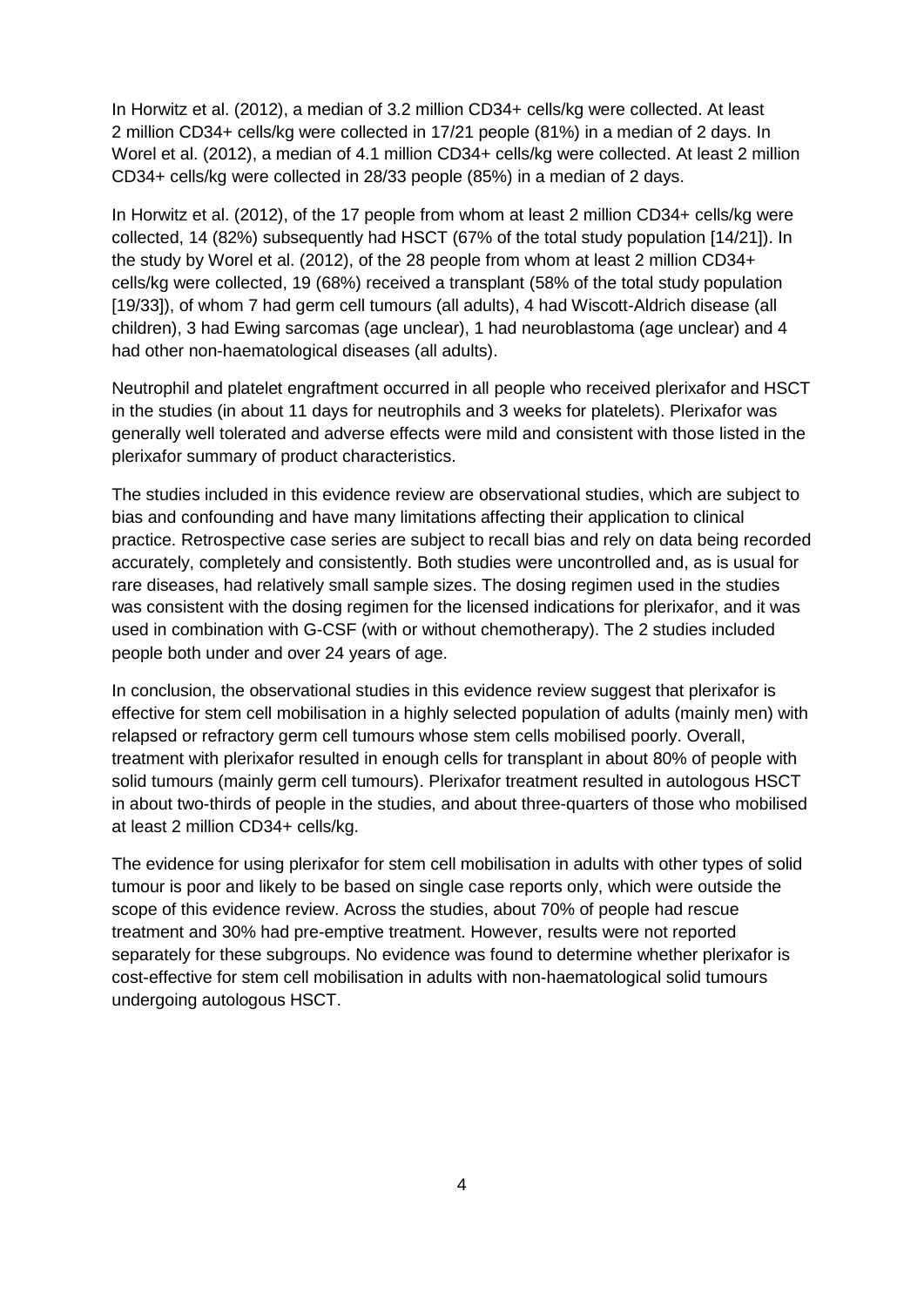In Horwitz et al. (2012), a median of 3.2 million CD34+ cells/kg were collected. At least 2 million CD34+ cells/kg were collected in 17/21 people (81%) in a median of 2 days. In Worel et al. (2012), a median of 4.1 million CD34+ cells/kg were collected. At least 2 million CD34+ cells/kg were collected in 28/33 people (85%) in a median of 2 days.

In Horwitz et al. (2012), of the 17 people from whom at least 2 million CD34+ cells/kg were collected, 14 (82%) subsequently had HSCT (67% of the total study population [14/21]). In the study by Worel et al. (2012), of the 28 people from whom at least 2 million CD34+ cells/kg were collected, 19 (68%) received a transplant (58% of the total study population [19/33]), of whom 7 had germ cell tumours (all adults), 4 had Wiscott-Aldrich disease (all children), 3 had Ewing sarcomas (age unclear), 1 had neuroblastoma (age unclear) and 4 had other non-haematological diseases (all adults).

Neutrophil and platelet engraftment occurred in all people who received plerixafor and HSCT in the studies (in about 11 days for neutrophils and 3 weeks for platelets). Plerixafor was generally well tolerated and adverse effects were mild and consistent with those listed in the plerixafor summary of product characteristics.

The studies included in this evidence review are observational studies, which are subject to bias and confounding and have many limitations affecting their application to clinical practice. Retrospective case series are subject to recall bias and rely on data being recorded accurately, completely and consistently. Both studies were uncontrolled and, as is usual for rare diseases, had relatively small sample sizes. The dosing regimen used in the studies was consistent with the dosing regimen for the licensed indications for plerixafor, and it was used in combination with G-CSF (with or without chemotherapy). The 2 studies included people both under and over 24 years of age.

In conclusion, the observational studies in this evidence review suggest that plerixafor is effective for stem cell mobilisation in a highly selected population of adults (mainly men) with relapsed or refractory germ cell tumours whose stem cells mobilised poorly. Overall, treatment with plerixafor resulted in enough cells for transplant in about 80% of people with solid tumours (mainly germ cell tumours). Plerixafor treatment resulted in autologous HSCT in about two-thirds of people in the studies, and about three-quarters of those who mobilised at least 2 million CD34+ cells/kg.

The evidence for using plerixafor for stem cell mobilisation in adults with other types of solid tumour is poor and likely to be based on single case reports only, which were outside the scope of this evidence review. Across the studies, about 70% of people had rescue treatment and 30% had pre-emptive treatment. However, results were not reported separately for these subgroups. No evidence was found to determine whether plerixafor is cost-effective for stem cell mobilisation in adults with non-haematological solid tumours undergoing autologous HSCT.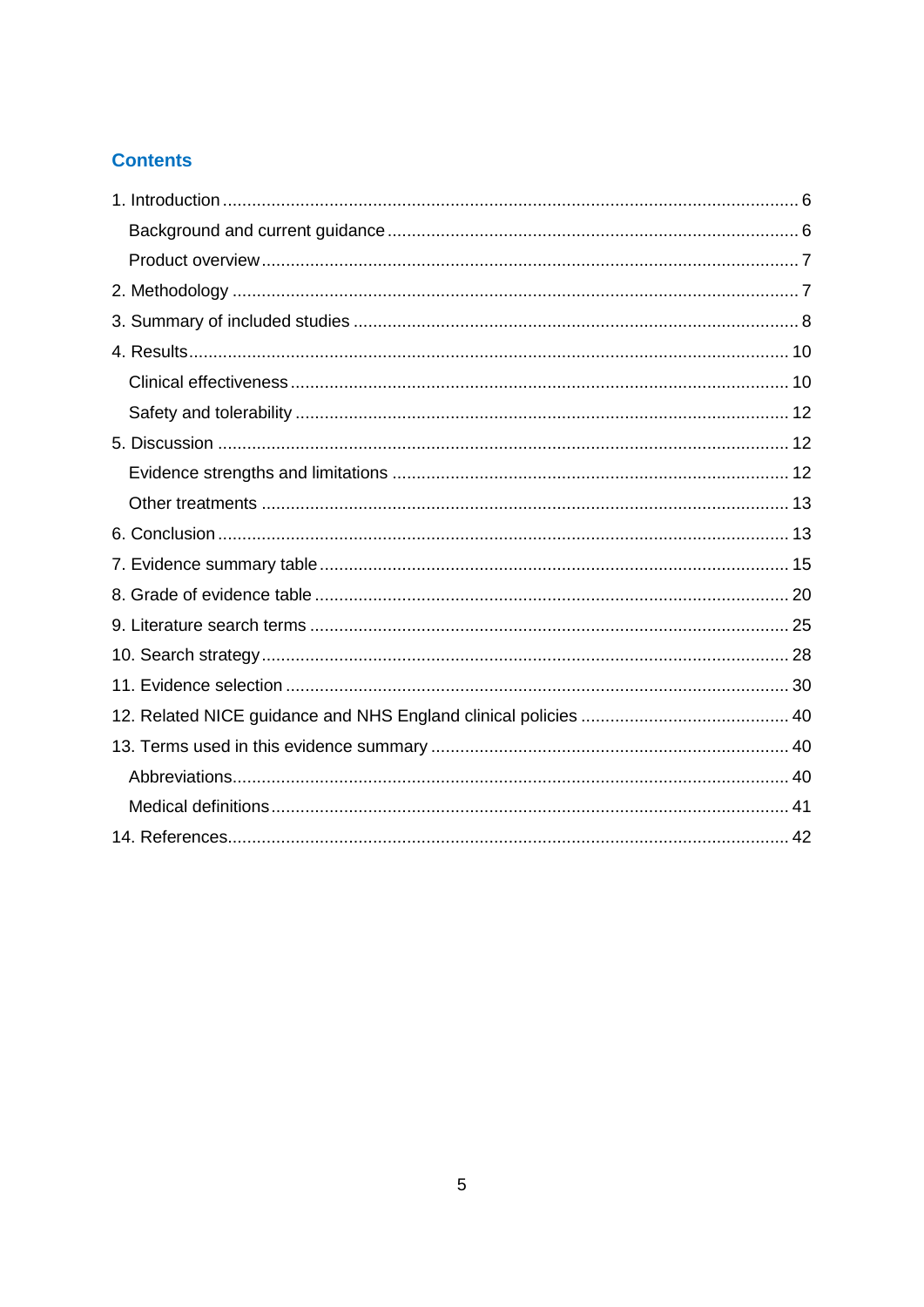## Contents

1. Introduction ........................................................................................................ 6
   - Background and current guidance .................................................................... 6
   - Product overview ............................................................................................. 7
2. Methodology ........................................................................................................ 7
3. Summary of included studies ............................................................................ 8
4. Results .............................................................................................................. 10
   - Clinical effectiveness ..................................................................................... 10
   - Safety and tolerability .................................................................................... 12
5. Discussion .......................................................................................................... 12
   - Evidence strengths and limitations ................................................................. 12
   - Other treatments ............................................................................................ 13
6. Conclusion ......................................................................................................... 13
7. Evidence summary table ..................................................................................... 15
8. Grade of evidence table ...................................................................................... 20
9. Literature search terms ...................................................................................... 25
10. Search strategy ................................................................................................. 28
11. Evidence selection ............................................................................................ 30
12. Related NICE guidance and NHS England clinical policies ............................... 40
13. Terms used in this evidence summary ............................................................. 40
    - Abbreviations ................................................................................................ 40
    - Medical definitions ......................................................................................... 41
14. References ........................................................................................................ 42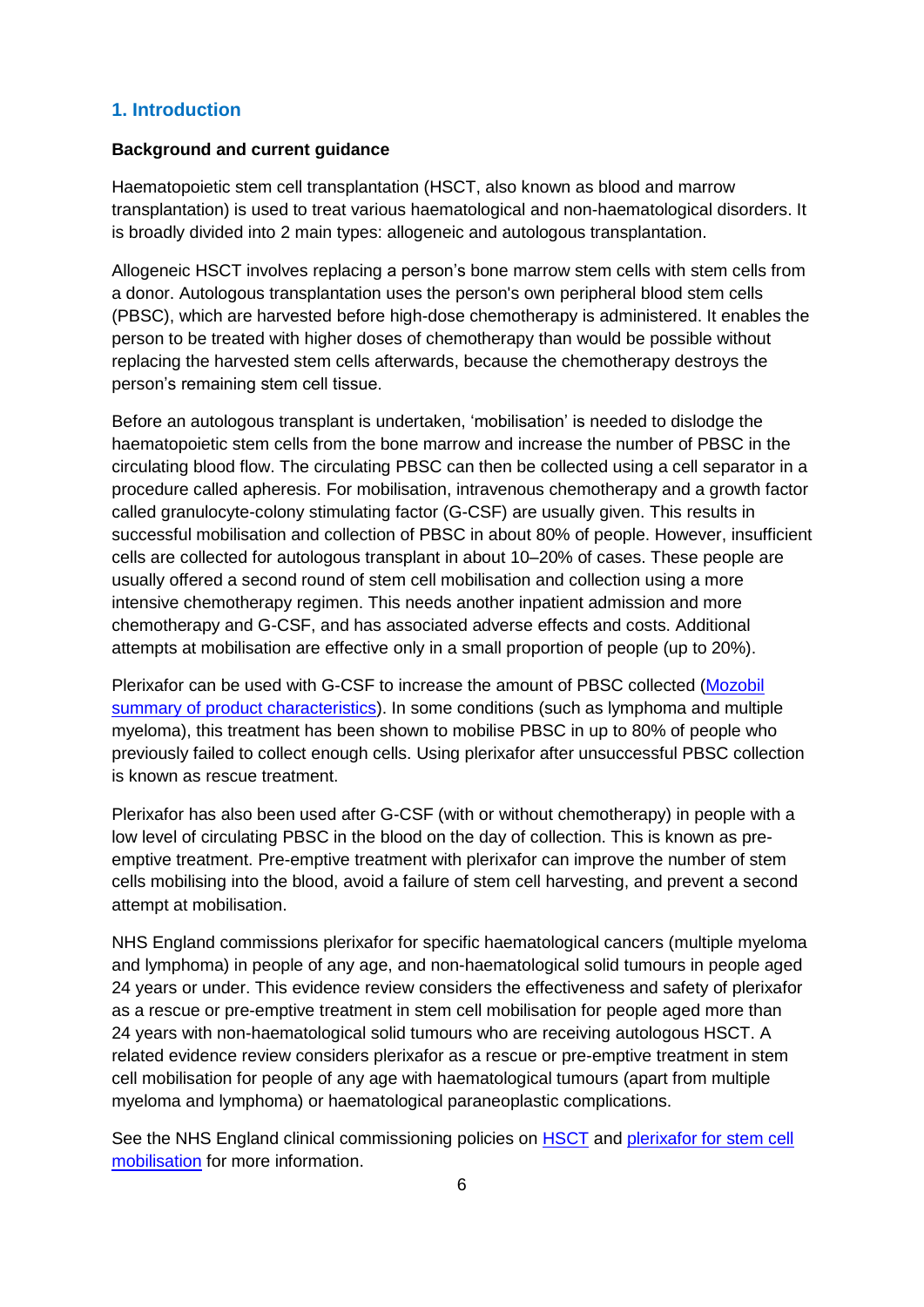## 1. Introduction

**Background and current guidance**

Haematopoietic stem cell transplantation (HSCT, also known as blood and marrow transplantation) is used to treat various haematological and non-haematological disorders. It is broadly divided into 2 main types: allogeneic and autologous transplantation.

Allogeneic HSCT involves replacing a person's bone marrow stem cells with stem cells from a donor. Autologous transplantation uses the person's own peripheral blood stem cells (PBSC), which are harvested before high-dose chemotherapy is administered. It enables the person to be treated with higher doses of chemotherapy than would be possible without replacing the harvested stem cells afterwards, because the chemotherapy destroys the person's remaining stem cell tissue.

Before an autologous transplant is undertaken, 'mobilisation' is needed to dislodge the haematopoietic stem cells from the bone marrow and increase the number of PBSC in the circulating blood flow. The circulating PBSC can then be collected using a cell separator in a procedure called apheresis. For mobilisation, intravenous chemotherapy and a growth factor called granulocyte-colony stimulating factor (G-CSF) are usually given. This results in successful mobilisation and collection of PBSC in about 80% of people. However, insufficient cells are collected for autologous transplant in about 10–20% of cases. These people are usually offered a second round of stem cell mobilisation and collection using a more intensive chemotherapy regimen. This needs another inpatient admission and more chemotherapy and G-CSF, and has associated adverse effects and costs. Additional attempts at mobilisation are effective only in a small proportion of people (up to 20%).

Plerixafor can be used with G-CSF to increase the amount of PBSC collected (Mozobil summary of product characteristics). In some conditions (such as lymphoma and multiple myeloma), this treatment has been shown to mobilise PBSC in up to 80% of people who previously failed to collect enough cells. Using plerixafor after unsuccessful PBSC collection is known as rescue treatment.

Plerixafor has also been used after G-CSF (with or without chemotherapy) in people with a low level of circulating PBSC in the blood on the day of collection. This is known as pre-emptive treatment. Pre-emptive treatment with plerixafor can improve the number of stem cells mobilising into the blood, avoid a failure of stem cell harvesting, and prevent a second attempt at mobilisation.

NHS England commissions plerixafor for specific haematological cancers (multiple myeloma and lymphoma) in people of any age, and non-haematological solid tumours in people aged 24 years or under. This evidence review considers the effectiveness and safety of plerixafor as a rescue or pre-emptive treatment in stem cell mobilisation for people aged more than 24 years with non-haematological solid tumours who are receiving autologous HSCT. A related evidence review considers plerixafor as a rescue or pre-emptive treatment in stem cell mobilisation for people of any age with haematological tumours (apart from multiple myeloma and lymphoma) or haematological paraneoplastic complications.

See the NHS England clinical commissioning policies on HSCT and plerixafor for stem cell mobilisation for more information.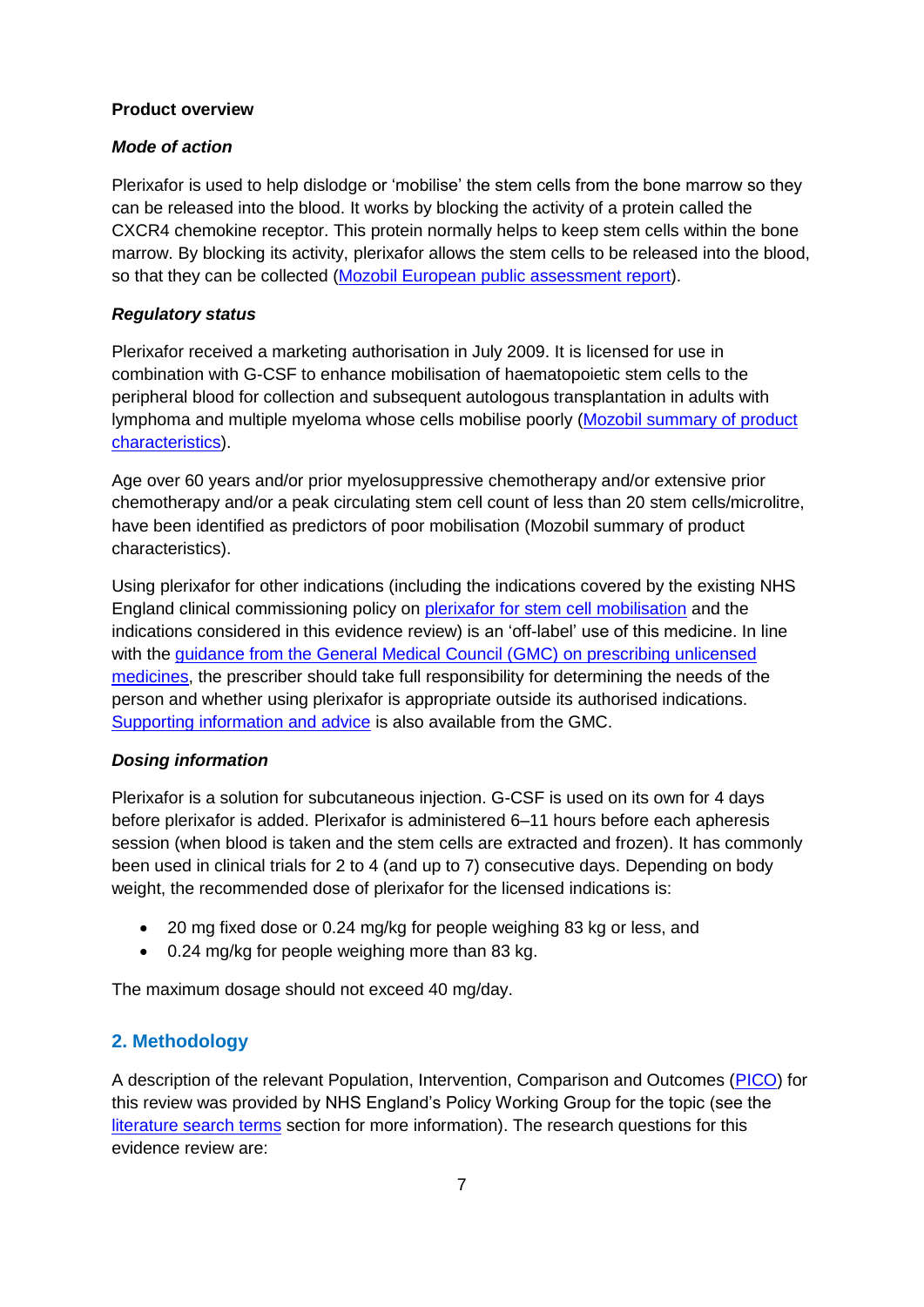**Product overview**

***Mode of action***

Plerixafor is used to help dislodge or 'mobilise' the stem cells from the bone marrow so they can be released into the blood. It works by blocking the activity of a protein called the CXCR4 chemokine receptor. This protein normally helps to keep stem cells within the bone marrow. By blocking its activity, plerixafor allows the stem cells to be released into the blood, so that they can be collected (Mozobil European public assessment report).

***Regulatory status***

Plerixafor received a marketing authorisation in July 2009. It is licensed for use in combination with G-CSF to enhance mobilisation of haematopoietic stem cells to the peripheral blood for collection and subsequent autologous transplantation in adults with lymphoma and multiple myeloma whose cells mobilise poorly (Mozobil summary of product characteristics).

Age over 60 years and/or prior myelosuppressive chemotherapy and/or extensive prior chemotherapy and/or a peak circulating stem cell count of less than 20 stem cells/microlitre, have been identified as predictors of poor mobilisation (Mozobil summary of product characteristics).

Using plerixafor for other indications (including the indications covered by the existing NHS England clinical commissioning policy on plerixafor for stem cell mobilisation and the indications considered in this evidence review) is an 'off-label' use of this medicine. In line with the guidance from the General Medical Council (GMC) on prescribing unlicensed medicines, the prescriber should take full responsibility for determining the needs of the person and whether using plerixafor is appropriate outside its authorised indications. Supporting information and advice is also available from the GMC.

***Dosing information***

Plerixafor is a solution for subcutaneous injection. G-CSF is used on its own for 4 days before plerixafor is added. Plerixafor is administered 6–11 hours before each apheresis session (when blood is taken and the stem cells are extracted and frozen). It has commonly been used in clinical trials for 2 to 4 (and up to 7) consecutive days. Depending on body weight, the recommended dose of plerixafor for the licensed indications is:

- 20 mg fixed dose or 0.24 mg/kg for people weighing 83 kg or less, and
- 0.24 mg/kg for people weighing more than 83 kg.

The maximum dosage should not exceed 40 mg/day.

## 2. Methodology

A description of the relevant Population, Intervention, Comparison and Outcomes (PICO) for this review was provided by NHS England's Policy Working Group for the topic (see the literature search terms section for more information). The research questions for this evidence review are: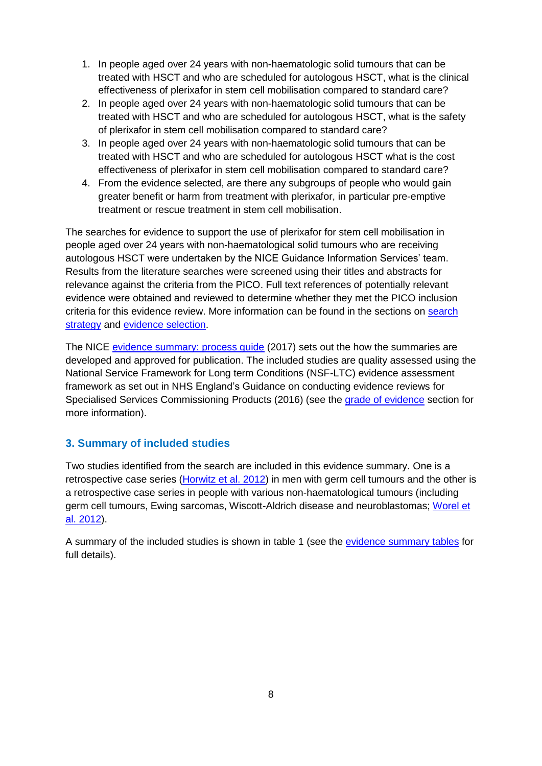1. In people aged over 24 years with non-haematologic solid tumours that can be treated with HSCT and who are scheduled for autologous HSCT, what is the clinical effectiveness of plerixafor in stem cell mobilisation compared to standard care?
2. In people aged over 24 years with non-haematologic solid tumours that can be treated with HSCT and who are scheduled for autologous HSCT, what is the safety of plerixafor in stem cell mobilisation compared to standard care?
3. In people aged over 24 years with non-haematologic solid tumours that can be treated with HSCT and who are scheduled for autologous HSCT what is the cost effectiveness of plerixafor in stem cell mobilisation compared to standard care?
4. From the evidence selected, are there any subgroups of people who would gain greater benefit or harm from treatment with plerixafor, in particular pre-emptive treatment or rescue treatment in stem cell mobilisation.

The searches for evidence to support the use of plerixafor for stem cell mobilisation in people aged over 24 years with non-haematological solid tumours who are receiving autologous HSCT were undertaken by the NICE Guidance Information Services' team. Results from the literature searches were screened using their titles and abstracts for relevance against the criteria from the PICO. Full text references of potentially relevant evidence were obtained and reviewed to determine whether they met the PICO inclusion criteria for this evidence review. More information can be found in the sections on search strategy and evidence selection.

The NICE evidence summary: process guide (2017) sets out the how the summaries are developed and approved for publication. The included studies are quality assessed using the National Service Framework for Long term Conditions (NSF-LTC) evidence assessment framework as set out in NHS England's Guidance on conducting evidence reviews for Specialised Services Commissioning Products (2016) (see the grade of evidence section for more information).

## 3. Summary of included studies

Two studies identified from the search are included in this evidence summary. One is a retrospective case series (Horwitz et al. 2012) in men with germ cell tumours and the other is a retrospective case series in people with various non-haematological tumours (including germ cell tumours, Ewing sarcomas, Wiscott-Aldrich disease and neuroblastomas; Worel et al. 2012).

A summary of the included studies is shown in table 1 (see the evidence summary tables for full details).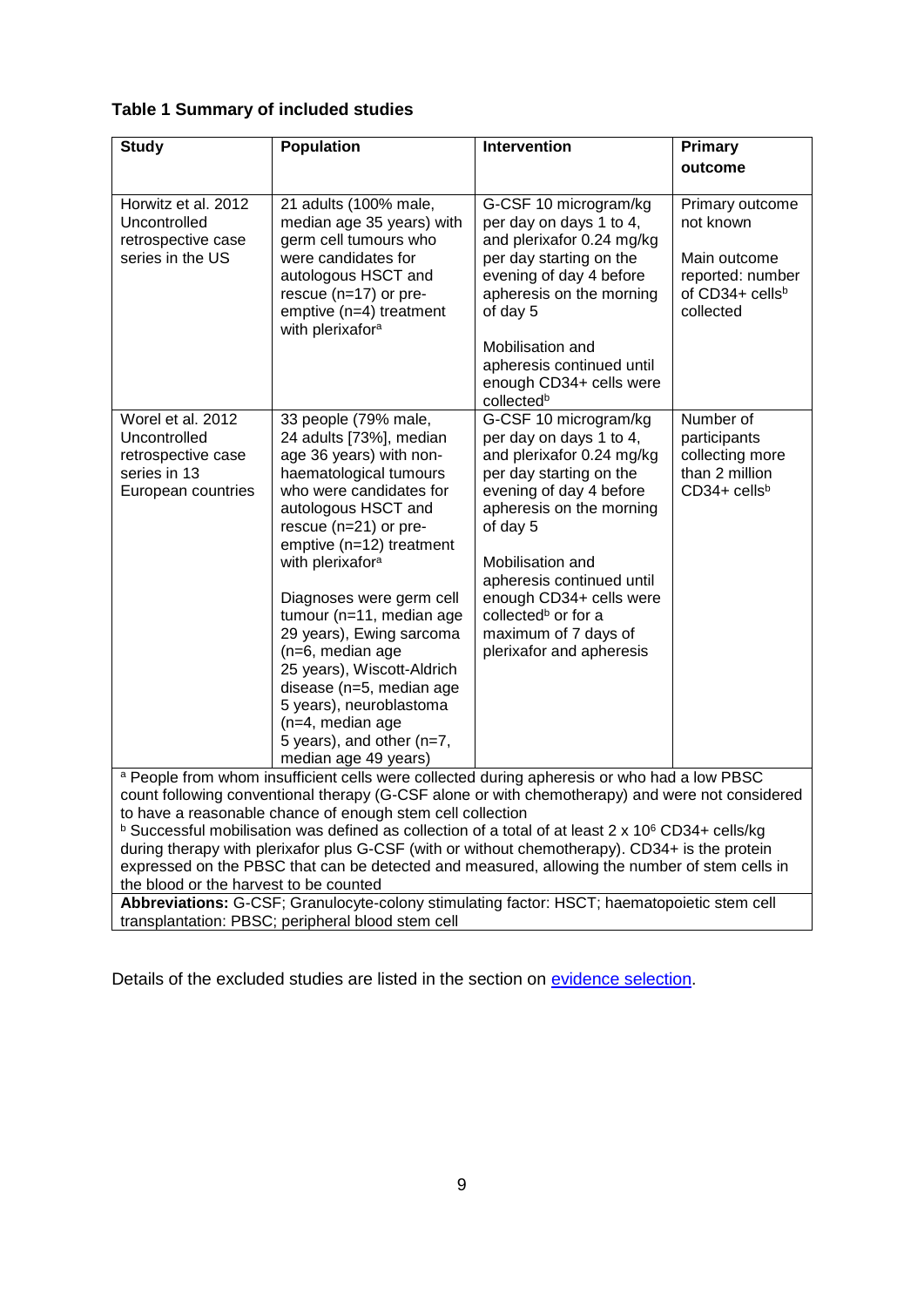**Table 1 Summary of included studies**

| Study | Population | Intervention | Primary outcome |
|---|---|---|---|
| Horwitz et al. 2012 Uncontrolled retrospective case series in the US | 21 adults (100% male, median age 35 years) with germ cell tumours who were candidates for autologous HSCT and rescue (n=17) or pre-emptive (n=4) treatment with plerixafor[a] | G-CSF 10 microgram/kg per day on days 1 to 4, and plerixafor 0.24 mg/kg per day starting on the evening of day 4 before apheresis on the morning of day 5<br><br>Mobilisation and apheresis continued until enough CD34+ cells were collected[b] | Primary outcome not known<br><br>Main outcome reported: number of CD34+ cells[b] collected |
| Worel et al. 2012 Uncontrolled retrospective case series in 13 European countries | 33 people (79% male, 24 adults [73%], median age 36 years) with non-haematological tumours who were candidates for autologous HSCT and rescue (n=21) or pre-emptive (n=12) treatment with plerixafor[a]<br><br>Diagnoses were germ cell tumour (n=11, median age 29 years), Ewing sarcoma (n=6, median age 25 years), Wiscott-Aldrich disease (n=5, median age 5 years), neuroblastoma (n=4, median age 5 years), and other (n=7, median age 49 years) | G-CSF 10 microgram/kg per day on days 1 to 4, and plerixafor 0.24 mg/kg per day starting on the evening of day 4 before apheresis on the morning of day 5<br><br>Mobilisation and apheresis continued until enough CD34+ cells were collected[b] or for a maximum of 7 days of plerixafor and apheresis | Number of participants collecting more than 2 million CD34+ cells[b] |

[a] People from whom insufficient cells were collected during apheresis or who had a low PBSC count following conventional therapy (G-CSF alone or with chemotherapy) and were not considered to have a reasonable chance of enough stem cell collection

[b] Successful mobilisation was defined as collection of a total of at least $2 \times 10^6$ CD34+ cells/kg during therapy with plerixafor plus G-CSF (with or without chemotherapy). CD34+ is the protein expressed on the PBSC that can be detected and measured, allowing the number of stem cells in the blood or the harvest to be counted

**Abbreviations:** G-CSF; Granulocyte-colony stimulating factor: HSCT; haematopoietic stem cell transplantation: PBSC; peripheral blood stem cell

Details of the excluded studies are listed in the section on evidence selection.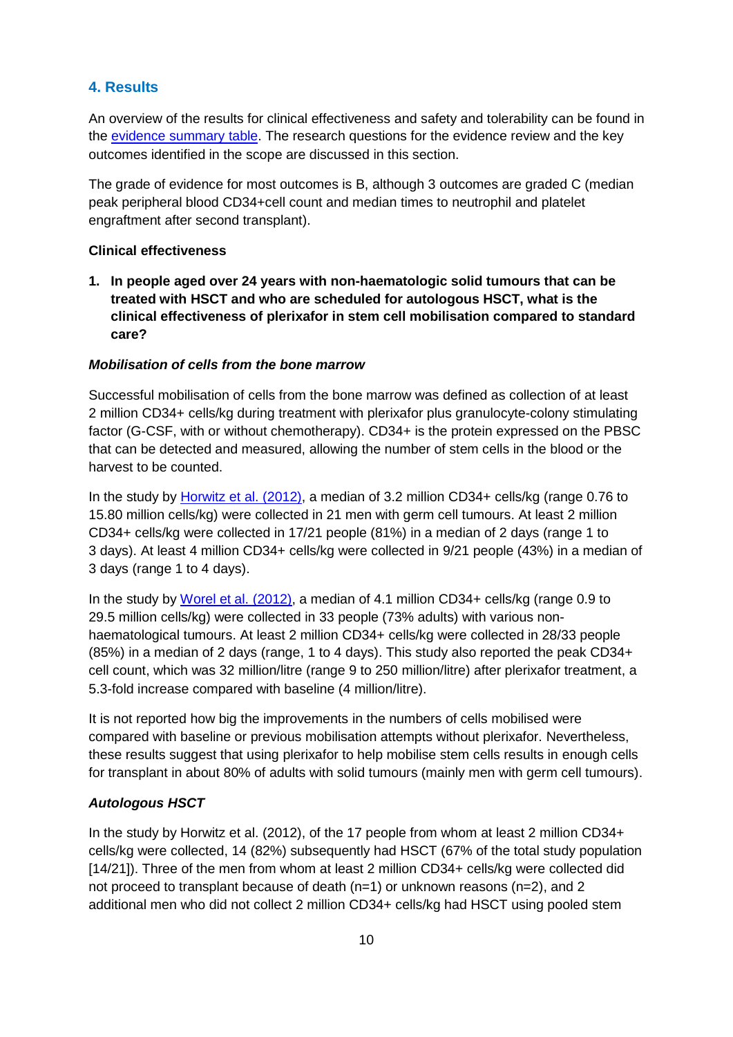## 4. Results

An overview of the results for clinical effectiveness and safety and tolerability can be found in the evidence summary table. The research questions for the evidence review and the key outcomes identified in the scope are discussed in this section.

The grade of evidence for most outcomes is B, although 3 outcomes are graded C (median peak peripheral blood CD34+cell count and median times to neutrophil and platelet engraftment after second transplant).

### Clinical effectiveness

1. **In people aged over 24 years with non-haematologic solid tumours that can be treated with HSCT and who are scheduled for autologous HSCT, what is the clinical effectiveness of plerixafor in stem cell mobilisation compared to standard care?**

#### *Mobilisation of cells from the bone marrow*

Successful mobilisation of cells from the bone marrow was defined as collection of at least 2 million CD34+ cells/kg during treatment with plerixafor plus granulocyte-colony stimulating factor (G-CSF, with or without chemotherapy). CD34+ is the protein expressed on the PBSC that can be detected and measured, allowing the number of stem cells in the blood or the harvest to be counted.

In the study by Horwitz et al. (2012), a median of 3.2 million CD34+ cells/kg (range 0.76 to 15.80 million cells/kg) were collected in 21 men with germ cell tumours. At least 2 million CD34+ cells/kg were collected in 17/21 people (81%) in a median of 2 days (range 1 to 3 days). At least 4 million CD34+ cells/kg were collected in 9/21 people (43%) in a median of 3 days (range 1 to 4 days).

In the study by Worel et al. (2012), a median of 4.1 million CD34+ cells/kg (range 0.9 to 29.5 million cells/kg) were collected in 33 people (73% adults) with various non-haematological tumours. At least 2 million CD34+ cells/kg were collected in 28/33 people (85%) in a median of 2 days (range, 1 to 4 days). This study also reported the peak CD34+ cell count, which was 32 million/litre (range 9 to 250 million/litre) after plerixafor treatment, a 5.3-fold increase compared with baseline (4 million/litre).

It is not reported how big the improvements in the numbers of cells mobilised were compared with baseline or previous mobilisation attempts without plerixafor. Nevertheless, these results suggest that using plerixafor to help mobilise stem cells results in enough cells for transplant in about 80% of adults with solid tumours (mainly men with germ cell tumours).

#### *Autologous HSCT*

In the study by Horwitz et al. (2012), of the 17 people from whom at least 2 million CD34+ cells/kg were collected, 14 (82%) subsequently had HSCT (67% of the total study population [14/21]). Three of the men from whom at least 2 million CD34+ cells/kg were collected did not proceed to transplant because of death (n=1) or unknown reasons (n=2), and 2 additional men who did not collect 2 million CD34+ cells/kg had HSCT using pooled stem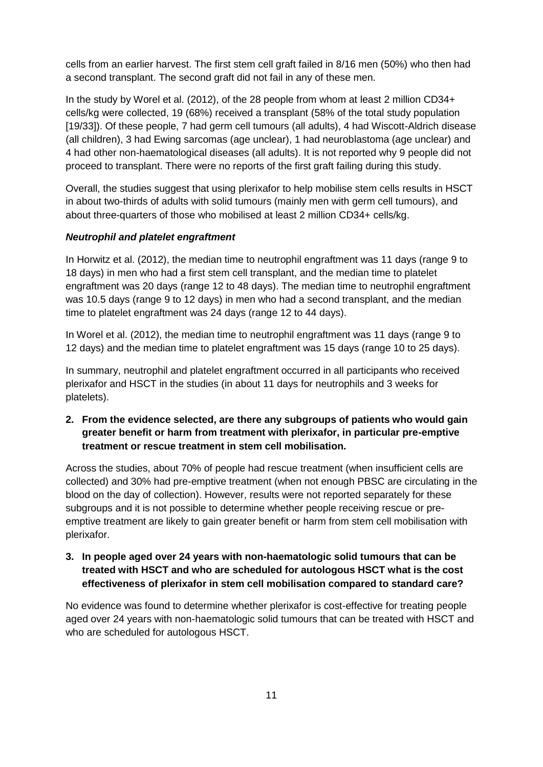cells from an earlier harvest. The first stem cell graft failed in 8/16 men (50%) who then had a second transplant. The second graft did not fail in any of these men.

In the study by Worel et al. (2012), of the 28 people from whom at least 2 million CD34+ cells/kg were collected, 19 (68%) received a transplant (58% of the total study population [19/33]). Of these people, 7 had germ cell tumours (all adults), 4 had Wiscott-Aldrich disease (all children), 3 had Ewing sarcomas (age unclear), 1 had neuroblastoma (age unclear) and 4 had other non-haematological diseases (all adults). It is not reported why 9 people did not proceed to transplant. There were no reports of the first graft failing during this study.

Overall, the studies suggest that using plerixafor to help mobilise stem cells results in HSCT in about two-thirds of adults with solid tumours (mainly men with germ cell tumours), and about three-quarters of those who mobilised at least 2 million CD34+ cells/kg.

***Neutrophil and platelet engraftment***

In Horwitz et al. (2012), the median time to neutrophil engraftment was 11 days (range 9 to 18 days) in men who had a first stem cell transplant, and the median time to platelet engraftment was 20 days (range 12 to 48 days). The median time to neutrophil engraftment was 10.5 days (range 9 to 12 days) in men who had a second transplant, and the median time to platelet engraftment was 24 days (range 12 to 44 days).

In Worel et al. (2012), the median time to neutrophil engraftment was 11 days (range 9 to 12 days) and the median time to platelet engraftment was 15 days (range 10 to 25 days).

In summary, neutrophil and platelet engraftment occurred in all participants who received plerixafor and HSCT in the studies (in about 11 days for neutrophils and 3 weeks for platelets).

**2. From the evidence selected, are there any subgroups of patients who would gain greater benefit or harm from treatment with plerixafor, in particular pre-emptive treatment or rescue treatment in stem cell mobilisation.**

Across the studies, about 70% of people had rescue treatment (when insufficient cells are collected) and 30% had pre-emptive treatment (when not enough PBSC are circulating in the blood on the day of collection). However, results were not reported separately for these subgroups and it is not possible to determine whether people receiving rescue or pre-emptive treatment are likely to gain greater benefit or harm from stem cell mobilisation with plerixafor.

**3. In people aged over 24 years with non-haematologic solid tumours that can be treated with HSCT and who are scheduled for autologous HSCT what is the cost effectiveness of plerixafor in stem cell mobilisation compared to standard care?**

No evidence was found to determine whether plerixafor is cost-effective for treating people aged over 24 years with non-haematologic solid tumours that can be treated with HSCT and who are scheduled for autologous HSCT.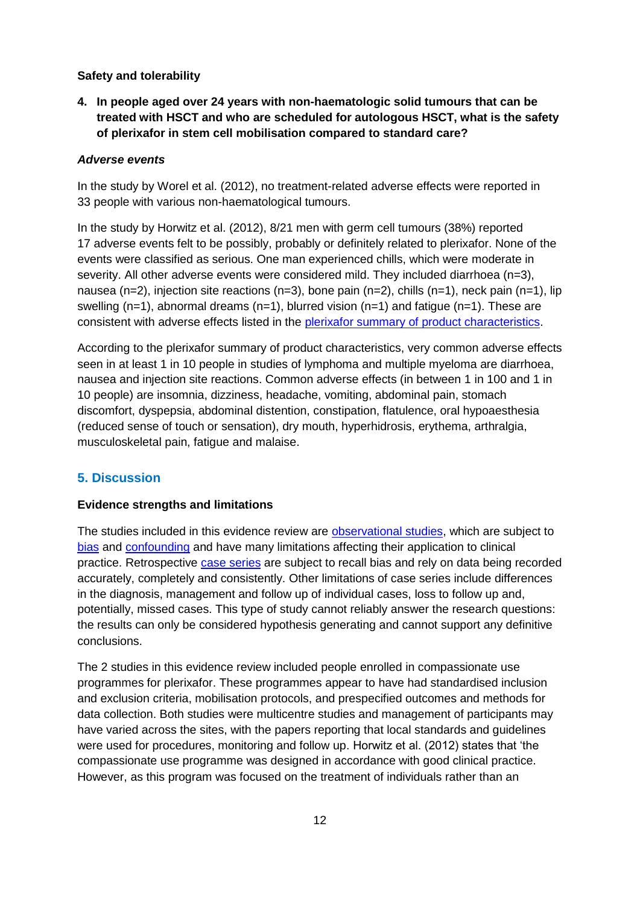**Safety and tolerability**

**4. In people aged over 24 years with non-haematologic solid tumours that can be treated with HSCT and who are scheduled for autologous HSCT, what is the safety of plerixafor in stem cell mobilisation compared to standard care?**

***Adverse events***

In the study by Worel et al. (2012), no treatment-related adverse effects were reported in 33 people with various non-haematological tumours.

In the study by Horwitz et al. (2012), 8/21 men with germ cell tumours (38%) reported 17 adverse events felt to be possibly, probably or definitely related to plerixafor. None of the events were classified as serious. One man experienced chills, which were moderate in severity. All other adverse events were considered mild. They included diarrhoea (n=3), nausea (n=2), injection site reactions (n=3), bone pain (n=2), chills (n=1), neck pain (n=1), lip swelling (n=1), abnormal dreams (n=1), blurred vision (n=1) and fatigue (n=1). These are consistent with adverse effects listed in the plerixafor summary of product characteristics.

According to the plerixafor summary of product characteristics, very common adverse effects seen in at least 1 in 10 people in studies of lymphoma and multiple myeloma are diarrhoea, nausea and injection site reactions. Common adverse effects (in between 1 in 100 and 1 in 10 people) are insomnia, dizziness, headache, vomiting, abdominal pain, stomach discomfort, dyspepsia, abdominal distention, constipation, flatulence, oral hypoaesthesia (reduced sense of touch or sensation), dry mouth, hyperhidrosis, erythema, arthralgia, musculoskeletal pain, fatigue and malaise.

## 5. Discussion

**Evidence strengths and limitations**

The studies included in this evidence review are observational studies, which are subject to bias and confounding and have many limitations affecting their application to clinical practice. Retrospective case series are subject to recall bias and rely on data being recorded accurately, completely and consistently. Other limitations of case series include differences in the diagnosis, management and follow up of individual cases, loss to follow up and, potentially, missed cases. This type of study cannot reliably answer the research questions: the results can only be considered hypothesis generating and cannot support any definitive conclusions.

The 2 studies in this evidence review included people enrolled in compassionate use programmes for plerixafor. These programmes appear to have had standardised inclusion and exclusion criteria, mobilisation protocols, and prespecified outcomes and methods for data collection. Both studies were multicentre studies and management of participants may have varied across the sites, with the papers reporting that local standards and guidelines were used for procedures, monitoring and follow up. Horwitz et al. (2012) states that 'the compassionate use programme was designed in accordance with good clinical practice. However, as this program was focused on the treatment of individuals rather than an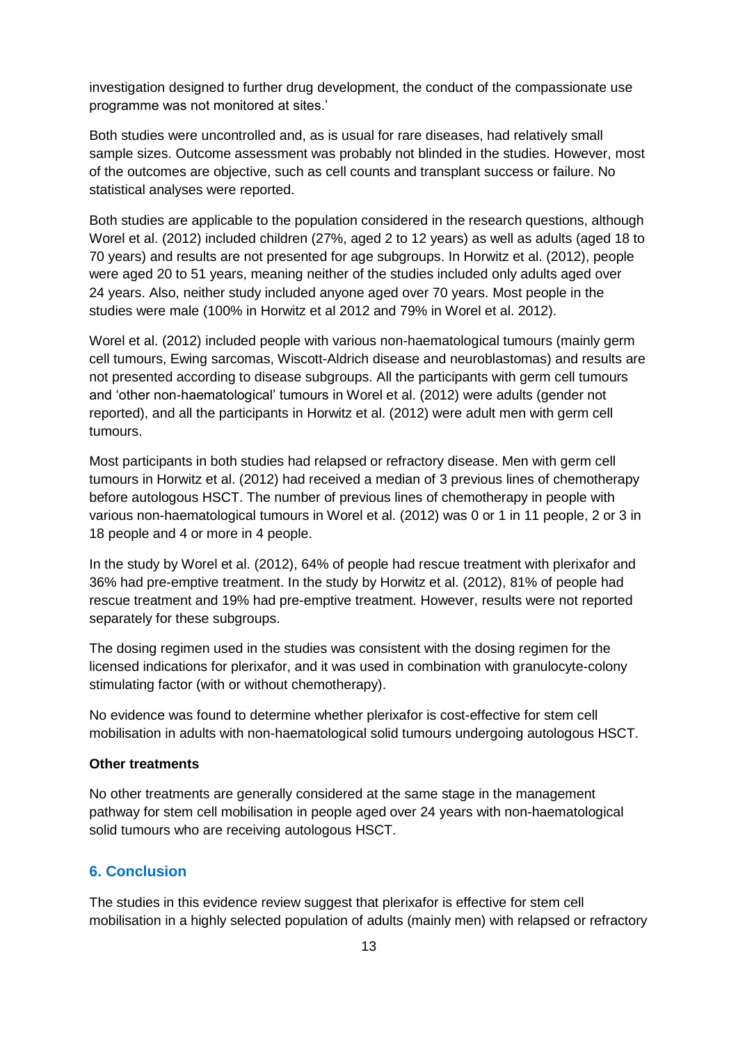investigation designed to further drug development, the conduct of the compassionate use programme was not monitored at sites.'

Both studies were uncontrolled and, as is usual for rare diseases, had relatively small sample sizes. Outcome assessment was probably not blinded in the studies. However, most of the outcomes are objective, such as cell counts and transplant success or failure. No statistical analyses were reported.

Both studies are applicable to the population considered in the research questions, although Worel et al. (2012) included children (27%, aged 2 to 12 years) as well as adults (aged 18 to 70 years) and results are not presented for age subgroups. In Horwitz et al. (2012), people were aged 20 to 51 years, meaning neither of the studies included only adults aged over 24 years. Also, neither study included anyone aged over 70 years. Most people in the studies were male (100% in Horwitz et al 2012 and 79% in Worel et al. 2012).

Worel et al. (2012) included people with various non-haematological tumours (mainly germ cell tumours, Ewing sarcomas, Wiscott-Aldrich disease and neuroblastomas) and results are not presented according to disease subgroups. All the participants with germ cell tumours and 'other non-haematological' tumours in Worel et al. (2012) were adults (gender not reported), and all the participants in Horwitz et al. (2012) were adult men with germ cell tumours.

Most participants in both studies had relapsed or refractory disease. Men with germ cell tumours in Horwitz et al. (2012) had received a median of 3 previous lines of chemotherapy before autologous HSCT. The number of previous lines of chemotherapy in people with various non-haematological tumours in Worel et al. (2012) was 0 or 1 in 11 people, 2 or 3 in 18 people and 4 or more in 4 people.

In the study by Worel et al. (2012), 64% of people had rescue treatment with plerixafor and 36% had pre-emptive treatment. In the study by Horwitz et al. (2012), 81% of people had rescue treatment and 19% had pre-emptive treatment. However, results were not reported separately for these subgroups.

The dosing regimen used in the studies was consistent with the dosing regimen for the licensed indications for plerixafor, and it was used in combination with granulocyte-colony stimulating factor (with or without chemotherapy).

No evidence was found to determine whether plerixafor is cost-effective for stem cell mobilisation in adults with non-haematological solid tumours undergoing autologous HSCT.

**Other treatments**

No other treatments are generally considered at the same stage in the management pathway for stem cell mobilisation in people aged over 24 years with non-haematological solid tumours who are receiving autologous HSCT.

## 6. Conclusion

The studies in this evidence review suggest that plerixafor is effective for stem cell mobilisation in a highly selected population of adults (mainly men) with relapsed or refractory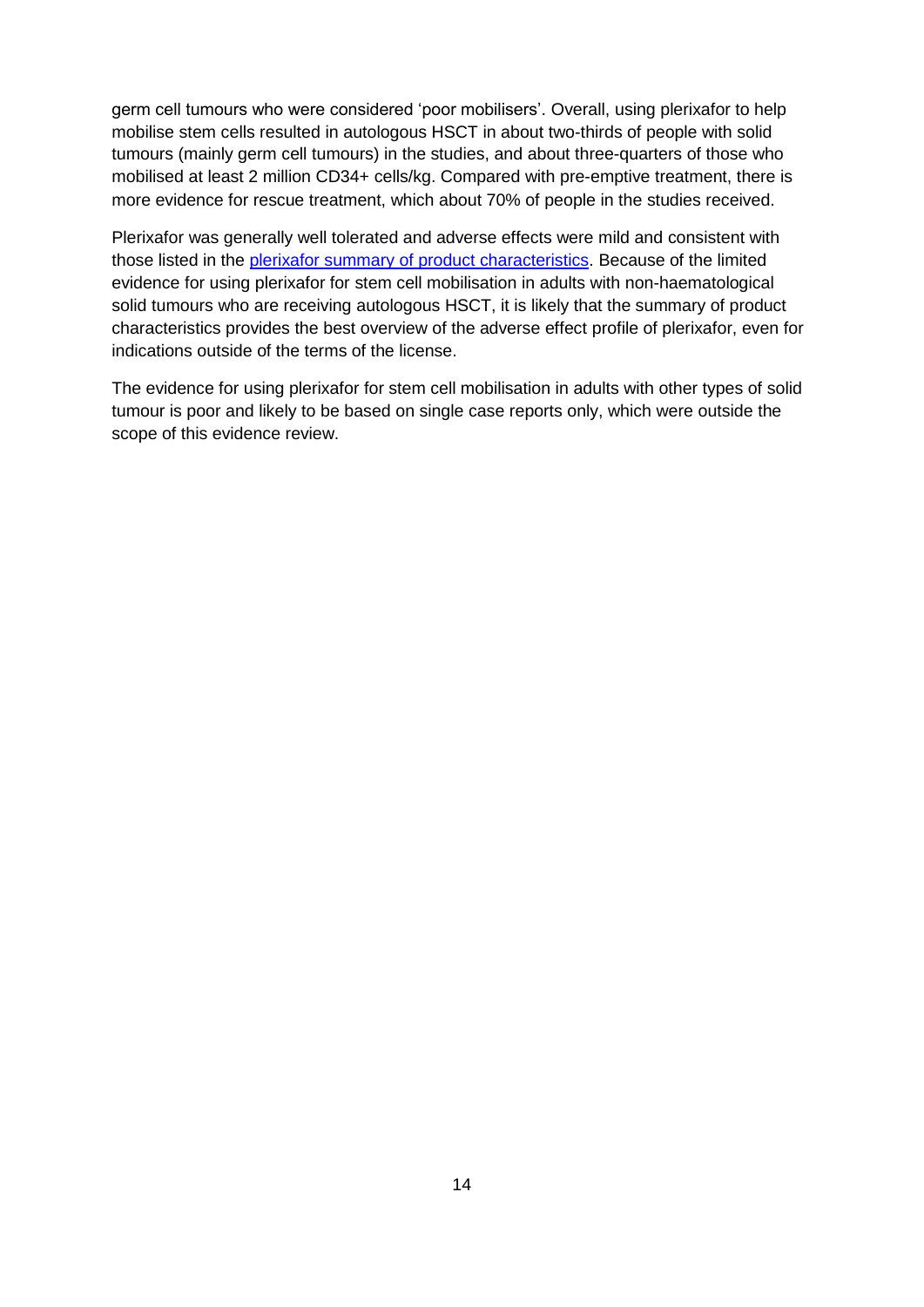germ cell tumours who were considered 'poor mobilisers'. Overall, using plerixafor to help mobilise stem cells resulted in autologous HSCT in about two-thirds of people with solid tumours (mainly germ cell tumours) in the studies, and about three-quarters of those who mobilised at least 2 million CD34+ cells/kg. Compared with pre-emptive treatment, there is more evidence for rescue treatment, which about 70% of people in the studies received.

Plerixafor was generally well tolerated and adverse effects were mild and consistent with those listed in the plerixafor summary of product characteristics. Because of the limited evidence for using plerixafor for stem cell mobilisation in adults with non-haematological solid tumours who are receiving autologous HSCT, it is likely that the summary of product characteristics provides the best overview of the adverse effect profile of plerixafor, even for indications outside of the terms of the license.

The evidence for using plerixafor for stem cell mobilisation in adults with other types of solid tumour is poor and likely to be based on single case reports only, which were outside the scope of this evidence review.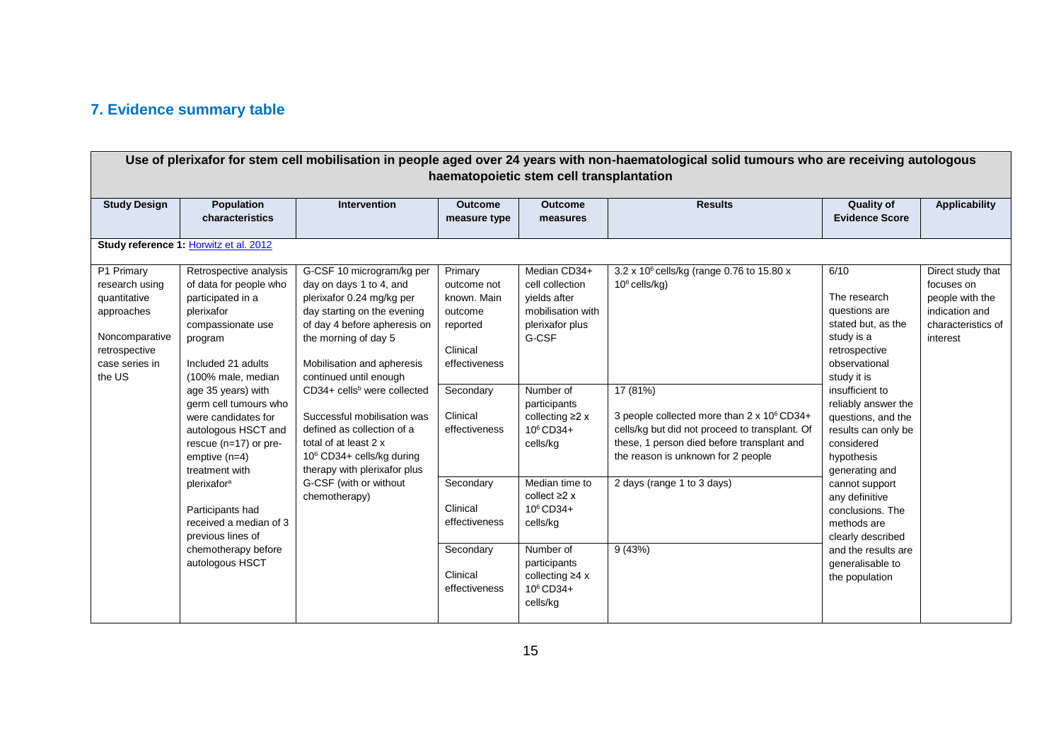## 7. Evidence summary table

| Use of plerixafor for stem cell mobilisation in people aged over 24 years with non-haematological solid tumours who are receiving autologous haematopoietic stem cell transplantation | | | | | | | |
|---|---|---|---|---|---|---|---|
| **Study Design** | **Population characteristics** | **Intervention** | **Outcome measure type** | **Outcome measures** | **Results** | **Quality of Evidence Score** | **Applicability** |
| **Study reference 1:** [Horwitz et al. 2012]() | | | | | | | |
| P1 Primary research using quantitative approaches<br><br>Noncomparative retrospective case series in the US | Retrospective analysis of data for people who participated in a plerixafor compassionate use program<br><br>Included 21 adults (100% male, median age 35 years) with germ cell tumours who were candidates for autologous HSCT and rescue (n=17) or pre-emptive (n=4) treatment with plerixafor[a]<br><br>Participants had received a median of 3 previous lines of chemotherapy before autologous HSCT | G-CSF 10 microgram/kg per day on days 1 to 4, and plerixafor 0.24 mg/kg per day starting on the evening of day 4 before apheresis on the morning of day 5<br><br>Mobilisation and apheresis continued until enough CD34+ cells[b] were collected<br><br>Successful mobilisation was defined as collection of a total of at least 2 x $10^6$ CD34+ cells/kg during therapy with plerixafor plus G-CSF (with or without chemotherapy) | Primary outcome not known. Main outcome reported<br><br>Clinical effectiveness | Median CD34+ cell collection yields after mobilisation with plerixafor plus G-CSF | 3.2 x $10^6$ cells/kg (range 0.76 to 15.80 x $10^6$ cells/kg) | 6/10<br><br>The research questions are stated but, as the study is a retrospective observational study it is insufficient to reliably answer the questions, and the results can only be considered hypothesis generating and cannot support any definitive conclusions. The methods are clearly described and the results are generalisable to the population | Direct study that focuses on people with the indication and characteristics of interest |
| | | | Secondary<br><br>Clinical effectiveness | Number of participants collecting ≥2 x $10^6$ CD34+ cells/kg | 17 (81%)<br><br>3 people collected more than 2 x $10^6$ CD34+ cells/kg but did not proceed to transplant. Of these, 1 person died before transplant and the reason is unknown for 2 people | | |
| | | | Secondary<br><br>Clinical effectiveness | Median time to collect ≥2 x $10^6$ CD34+ cells/kg | 2 days (range 1 to 3 days) | | |
| | | | Secondary<br><br>Clinical effectiveness | Number of participants collecting ≥4 x $10^6$ CD34+ cells/kg | 9 (43%) | | |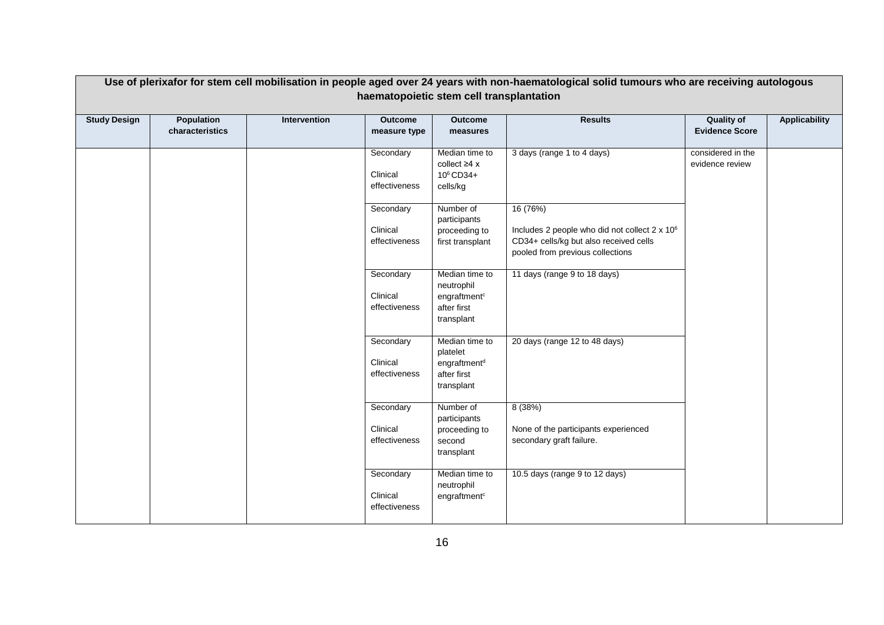| Use of plerixafor for stem cell mobilisation in people aged over 24 years with non-haematological solid tumours who are receiving autologous haematopoietic stem cell transplantation | | | | | | | |
|---|---|---|---|---|---|---|---|
| **Study Design** | **Population characteristics** | **Intervention** | **Outcome measure type** | **Outcome measures** | **Results** | **Quality of Evidence Score** | **Applicability** |
| | | | Secondary<br><br>Clinical effectiveness | Median time to collect ≥4 x $10^6$ CD34+ cells/kg | 3 days (range 1 to 4 days) | considered in the evidence review | |
| | | | Secondary<br><br>Clinical effectiveness | Number of participants proceeding to first transplant | 16 (76%)<br><br>Includes 2 people who did not collect 2 x $10^6$ CD34+ cells/kg but also received cells pooled from previous collections | | |
| | | | Secondary<br><br>Clinical effectiveness | Median time to neutrophil engraftment[c] after first transplant | 11 days (range 9 to 18 days) | | |
| | | | Secondary<br><br>Clinical effectiveness | Median time to platelet engraftment[d] after first transplant | 20 days (range 12 to 48 days) | | |
| | | | Secondary<br><br>Clinical effectiveness | Number of participants proceeding to second transplant | 8 (38%)<br><br>None of the participants experienced secondary graft failure. | | |
| | | | Secondary<br><br>Clinical effectiveness | Median time to neutrophil engraftment[c] | 10.5 days (range 9 to 12 days) | | |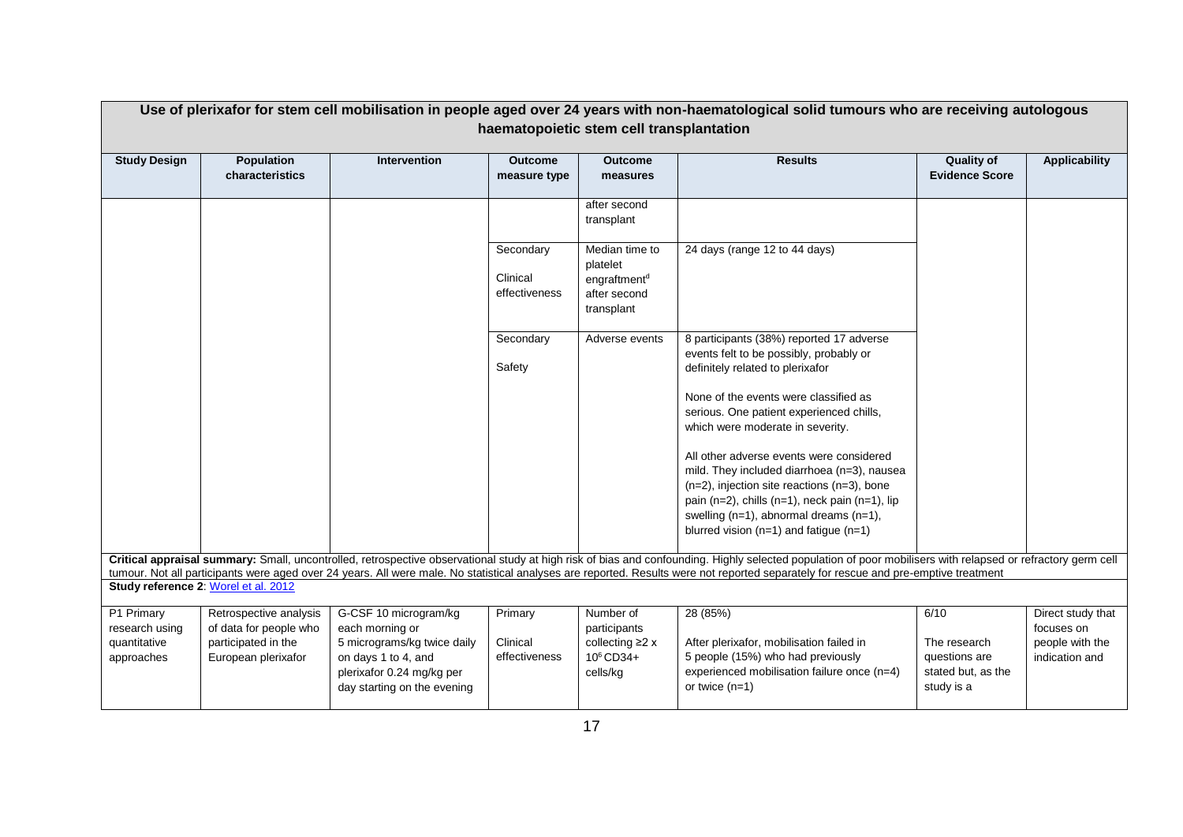| Use of plerixafor for stem cell mobilisation in people aged over 24 years with non-haematological solid tumours who are receiving autologous haematopoietic stem cell transplantation | | | | | | | |
|---|---|---|---|---|---|---|---|
| **Study Design** | **Population characteristics** | **Intervention** | **Outcome measure type** | **Outcome measures** | **Results** | **Quality of Evidence Score** | **Applicability** |
| | | | | after second transplant | | | |
| | | | Secondary<br><br>Clinical effectiveness | Median time to platelet engraftment[d] after second transplant | 24 days (range 12 to 44 days) | | |
| | | | Secondary<br><br>Safety | Adverse events | 8 participants (38%) reported 17 adverse events felt to be possibly, probably or definitely related to plerixafor<br><br>None of the events were classified as serious. One patient experienced chills, which were moderate in severity.<br><br>All other adverse events were considered mild. They included diarrhoea (n=3), nausea (n=2), injection site reactions (n=3), bone pain (n=2), chills (n=1), neck pain (n=1), lip swelling (n=1), abnormal dreams (n=1), blurred vision (n=1) and fatigue (n=1) | | |
| **Critical appraisal summary:** Small, uncontrolled, retrospective observational study at high risk of bias and confounding. Highly selected population of poor mobilisers with relapsed or refractory germ cell tumour. Not all participants were aged over 24 years. All were male. No statistical analyses are reported. Results were not reported separately for rescue and pre-emptive treatment | | | | | | | |
| **Study reference 2**: Worel et al. 2012 | | | | | | | |
| P1 Primary research using quantitative approaches | Retrospective analysis of data for people who participated in the European plerixafor | G-CSF 10 microgram/kg each morning or 5 micrograms/kg twice daily on days 1 to 4, and plerixafor 0.24 mg/kg per day starting on the evening | Primary<br><br>Clinical effectiveness | Number of participants collecting ≥2 x $10^6$ CD34+ cells/kg | 28 (85%)<br><br>After plerixafor, mobilisation failed in 5 people (15%) who had previously experienced mobilisation failure once (n=4) or twice (n=1) | 6/10<br><br>The research questions are stated but, as the study is a | Direct study that focuses on people with the indication and |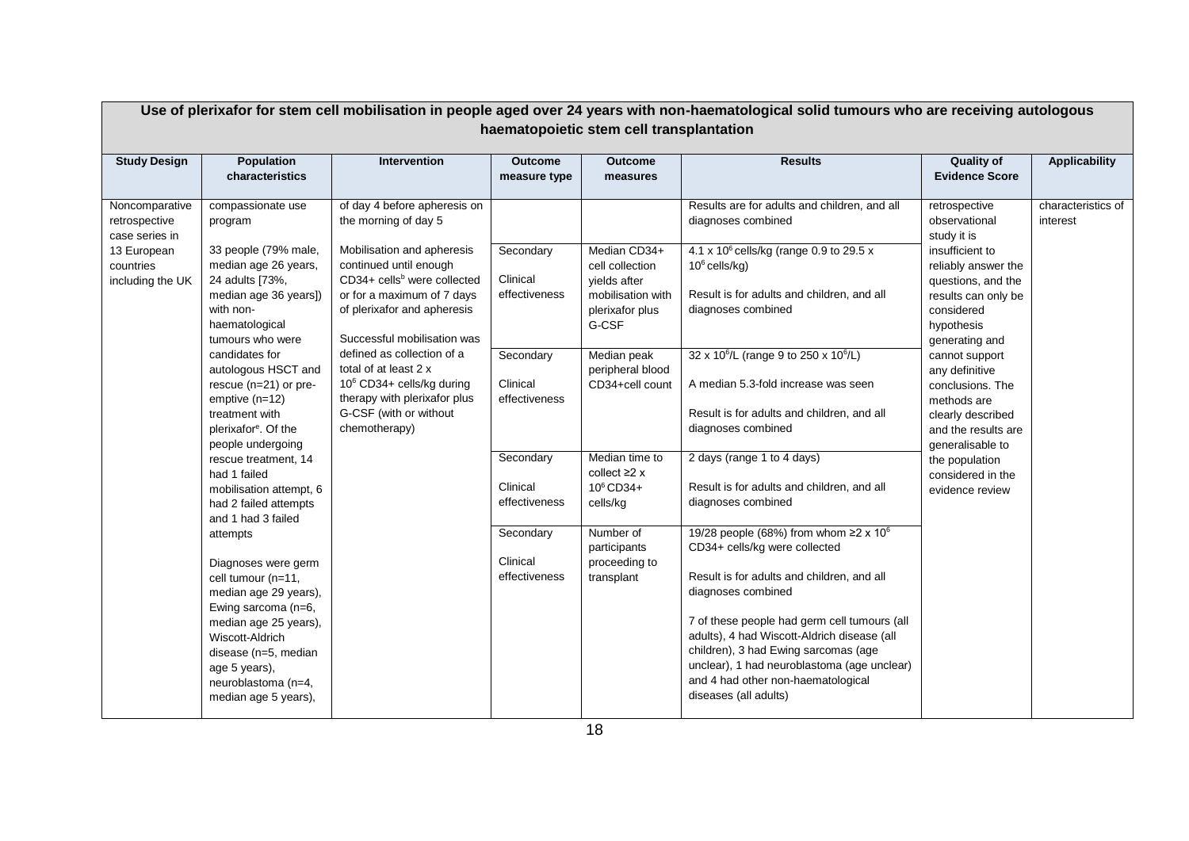| Use of plerixafor for stem cell mobilisation in people aged over 24 years with non-haematological solid tumours who are receiving autologous haematopoietic stem cell transplantation | | | | | | | |
|---|---|---|---|---|---|---|---|
| **Study Design** | **Population characteristics** | **Intervention** | **Outcome measure type** | **Outcome measures** | **Results** | **Quality of Evidence Score** | **Applicability** |
| Noncomparative retrospective case series in 13 European countries including the UK | compassionate use program<br><br>33 people (79% male, median age 26 years, 24 adults [73%, median age 36 years]) with non-haematological tumours who were candidates for autologous HSCT and rescue (n=21) or pre-emptive (n=12) treatment with plerixafor[e]. Of the people undergoing rescue treatment, 14 had 1 failed mobilisation attempt, 6 had 2 failed attempts and 1 had 3 failed attempts<br><br>Diagnoses were germ cell tumour (n=11, median age 29 years), Ewing sarcoma (n=6, median age 25 years), Wiscott-Aldrich disease (n=5, median age 5 years), neuroblastoma (n=4, median age 5 years), | of day 4 before apheresis on the morning of day 5<br><br>Mobilisation and apheresis continued until enough CD34+ cells[b] were collected or for a maximum of 7 days of plerixafor and apheresis<br><br>Successful mobilisation was defined as collection of a total of at least 2 x $10^6$ CD34+ cells/kg during therapy with plerixafor plus G-CSF (with or without chemotherapy) | | | Results are for adults and children, and all diagnoses combined | retrospective observational study it is insufficient to reliably answer the questions, and the results can only be considered hypothesis generating and cannot support any definitive conclusions. The methods are clearly described and the results are generalisable to the population considered in the evidence review | characteristics of interest |
| | | | Secondary<br><br>Clinical effectiveness | Median CD34+ cell collection yields after mobilisation with plerixafor plus G-CSF | 4.1 x $10^6$ cells/kg (range 0.9 to 29.5 x $10^6$ cells/kg)<br><br>Result is for adults and children, and all diagnoses combined | | |
| | | | Secondary<br><br>Clinical effectiveness | Median peak peripheral blood CD34+cell count | 32 x $10^6$/L (range 9 to 250 x $10^6$/L)<br><br>A median 5.3-fold increase was seen<br><br>Result is for adults and children, and all diagnoses combined | | |
| | | | Secondary<br><br>Clinical effectiveness | Median time to collect ≥2 x $10^6$ CD34+ cells/kg | 2 days (range 1 to 4 days)<br><br>Result is for adults and children, and all diagnoses combined | | |
| | | | Secondary<br><br>Clinical effectiveness | Number of participants proceeding to transplant | 19/28 people (68%) from whom ≥2 x $10^6$ CD34+ cells/kg were collected<br><br>Result is for adults and children, and all diagnoses combined<br><br>7 of these people had germ cell tumours (all adults), 4 had Wiscott-Aldrich disease (all children), 3 had Ewing sarcomas (age unclear), 1 had neuroblastoma (age unclear) and 4 had other non-haematological diseases (all adults) | | |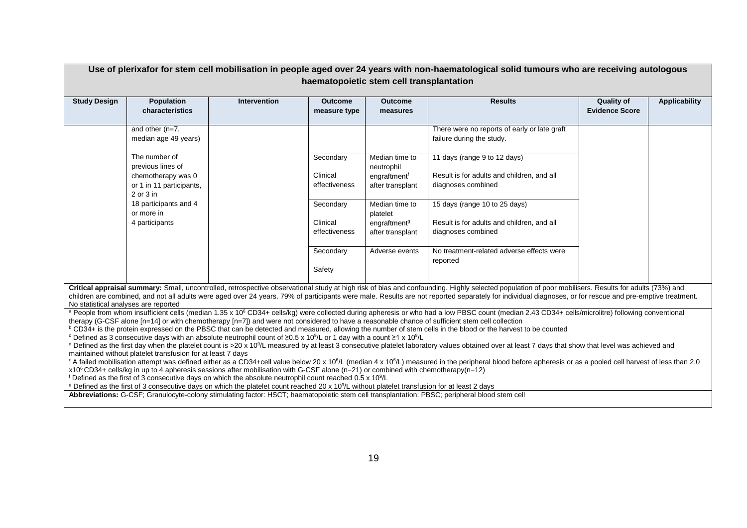**Use of plerixafor for stem cell mobilisation in people aged over 24 years with non-haematological solid tumours who are receiving autologous haematopoietic stem cell transplantation**

| Study Design | Population characteristics | Intervention | Outcome measure type | Outcome measures | Results | Quality of Evidence Score | Applicability |
|---|---|---|---|---|---|---|---|
| | and other (n=7, median age 49 years)<br><br>The number of previous lines of chemotherapy was 0 or 1 in 11 participants, 2 or 3 in 18 participants and 4 or more in 4 participants | | | | There were no reports of early or late graft failure during the study. | | |
| | | | Secondary<br><br>Clinical effectiveness | Median time to neutrophil engraftment[f] after transplant | 11 days (range 9 to 12 days)<br><br>Result is for adults and children, and all diagnoses combined | | |
| | | | Secondary<br><br>Clinical effectiveness | Median time to platelet engraftment[g] after transplant | 15 days (range 10 to 25 days)<br><br>Result is for adults and children, and all diagnoses combined | | |
| | | | Secondary<br><br>Safety | Adverse events | No treatment-related adverse effects were reported | | |

**Critical appraisal summary:** Small, uncontrolled, retrospective observational study at high risk of bias and confounding. Highly selected population of poor mobilisers. Results for adults (73%) and children are combined, and not all adults were aged over 24 years. 79% of participants were male. Results are not reported separately for individual diagnoses, or for rescue and pre-emptive treatment. No statistical analyses are reported

[a] People from whom insufficient cells (median $1.35 \times 10^6$ CD34+ cells/kg) were collected during apheresis or who had a low PBSC count (median 2.43 CD34+ cells/microlitre) following conventional therapy (G-CSF alone [n=14] or with chemotherapy [n=7]) and were not considered to have a reasonable chance of sufficient stem cell collection

[b] CD34+ is the protein expressed on the PBSC that can be detected and measured, allowing the number of stem cells in the blood or the harvest to be counted

[c] Defined as 3 consecutive days with an absolute neutrophil count of $\geq 0.5 \times 10^9$/L or 1 day with a count $\geq 1 \times 10^9$/L

[d] Defined as the first day when the platelet count is $>20 \times 10^9$/L measured by at least 3 consecutive platelet laboratory values obtained over at least 7 days that show that level was achieved and maintained without platelet transfusion for at least 7 days

[e] A failed mobilisation attempt was defined either as a CD34+cell value below $20 \times 10^6$/L (median $4 \times 10^6$/L) measured in the peripheral blood before apheresis or as a pooled cell harvest of less than 2.0 $\times 10^6$ CD34+ cells/kg in up to 4 apheresis sessions after mobilisation with G-CSF alone (n=21) or combined with chemotherapy(n=12)

[f] Defined as the first of 3 consecutive days on which the absolute neutrophil count reached $0.5 \times 10^9$/L

[g] Defined as the first of 3 consecutive days on which the platelet count reached $20 \times 10^9$/L without platelet transfusion for at least 2 days

**Abbreviations:** G-CSF; Granulocyte-colony stimulating factor: HSCT; haematopoietic stem cell transplantation: PBSC; peripheral blood stem cell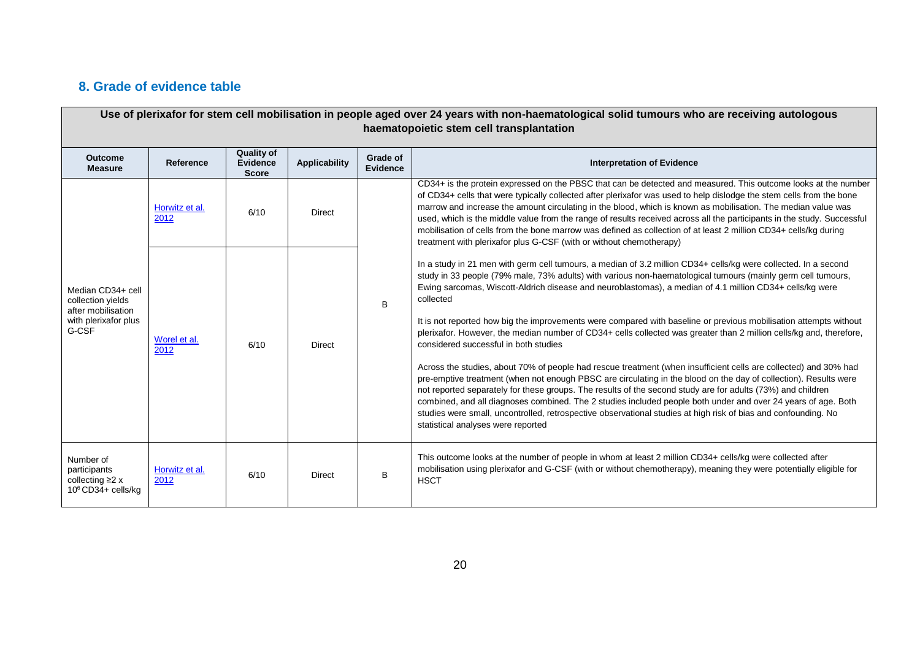## 8. Grade of evidence table

| Use of plerixafor for stem cell mobilisation in people aged over 24 years with non-haematological solid tumours who are receiving autologous haematopoietic stem cell transplantation | | | | | |
|---|---|---|---|---|---|
| **Outcome Measure** | **Reference** | **Quality of Evidence Score** | **Applicability** | **Grade of Evidence** | **Interpretation of Evidence** |
| Median CD34+ cell collection yields after mobilisation with plerixafor plus G-CSF | Horwitz et al. 2012 | 6/10 | Direct | B | CD34+ is the protein expressed on the PBSC that can be detected and measured. This outcome looks at the number of CD34+ cells that were typically collected after plerixafor was used to help dislodge the stem cells from the bone marrow and increase the amount circulating in the blood, which is known as mobilisation. The median value was used, which is the middle value from the range of results received across all the participants in the study. Successful mobilisation of cells from the bone marrow was defined as collection of at least 2 million CD34+ cells/kg during treatment with plerixafor plus G-CSF (with or without chemotherapy)<br><br>In a study in 21 men with germ cell tumours, a median of 3.2 million CD34+ cells/kg were collected. In a second study in 33 people (79% male, 73% adults) with various non-haematological tumours (mainly germ cell tumours, Ewing sarcomas, Wiscott-Aldrich disease and neuroblastomas), a median of 4.1 million CD34+ cells/kg were collected<br><br>It is not reported how big the improvements were compared with baseline or previous mobilisation attempts without plerixafor. However, the median number of CD34+ cells collected was greater than 2 million cells/kg and, therefore, considered successful in both studies<br><br>Across the studies, about 70% of people had rescue treatment (when insufficient cells are collected) and 30% had pre-emptive treatment (when not enough PBSC are circulating in the blood on the day of collection). Results were not reported separately for these groups. The results of the second study are for adults (73%) and children combined, and all diagnoses combined. The 2 studies included people both under and over 24 years of age. Both studies were small, uncontrolled, retrospective observational studies at high risk of bias and confounding. No statistical analyses were reported |
| | Worel et al. 2012 | 6/10 | Direct | | |
| Number of participants collecting ≥2 x $10^6$ CD34+ cells/kg | Horwitz et al. 2012 | 6/10 | Direct | B | This outcome looks at the number of people in whom at least 2 million CD34+ cells/kg were collected after mobilisation using plerixafor and G-CSF (with or without chemotherapy), meaning they were potentially eligible for HSCT |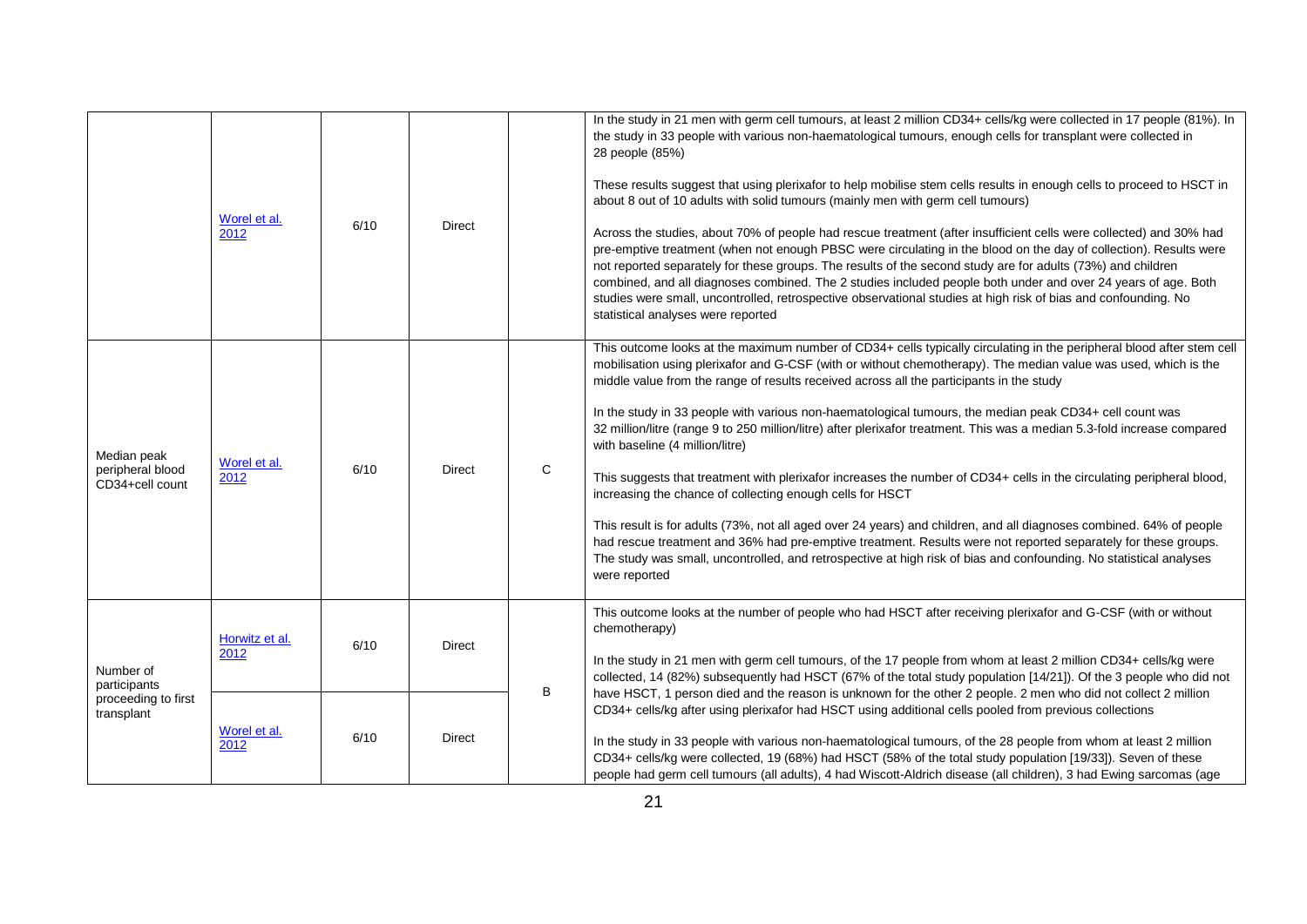| | | | | | |
|---|---|---|---|---|---|
| | Worel et al. 2012 | 6/10 | Direct | | In the study in 21 men with germ cell tumours, at least 2 million CD34+ cells/kg were collected in 17 people (81%). In the study in 33 people with various non-haematological tumours, enough cells for transplant were collected in 28 people (85%)<br><br>These results suggest that using plerixafor to help mobilise stem cells results in enough cells to proceed to HSCT in about 8 out of 10 adults with solid tumours (mainly men with germ cell tumours)<br><br>Across the studies, about 70% of people had rescue treatment (after insufficient cells were collected) and 30% had pre-emptive treatment (when not enough PBSC were circulating in the blood on the day of collection). Results were not reported separately for these groups. The results of the second study are for adults (73%) and children combined, and all diagnoses combined. The 2 studies included people both under and over 24 years of age. Both studies were small, uncontrolled, retrospective observational studies at high risk of bias and confounding. No statistical analyses were reported |
| Median peak peripheral blood CD34+cell count | Worel et al. 2012 | 6/10 | Direct | C | This outcome looks at the maximum number of CD34+ cells typically circulating in the peripheral blood after stem cell mobilisation using plerixafor and G-CSF (with or without chemotherapy). The median value was used, which is the middle value from the range of results received across all the participants in the study<br><br>In the study in 33 people with various non-haematological tumours, the median peak CD34+ cell count was 32 million/litre (range 9 to 250 million/litre) after plerixafor treatment. This was a median 5.3-fold increase compared with baseline (4 million/litre)<br><br>This suggests that treatment with plerixafor increases the number of CD34+ cells in the circulating peripheral blood, increasing the chance of collecting enough cells for HSCT<br><br>This result is for adults (73%, not all aged over 24 years) and children, and all diagnoses combined. 64% of people had rescue treatment and 36% had pre-emptive treatment. Results were not reported separately for these groups. The study was small, uncontrolled, and retrospective at high risk of bias and confounding. No statistical analyses were reported |
| Number of participants proceeding to first transplant | Horwitz et al. 2012 | 6/10 | Direct | B | This outcome looks at the number of people who had HSCT after receiving plerixafor and G-CSF (with or without chemotherapy)<br><br>In the study in 21 men with germ cell tumours, of the 17 people from whom at least 2 million CD34+ cells/kg were collected, 14 (82%) subsequently had HSCT (67% of the total study population [14/21]). Of the 3 people who did not have HSCT, 1 person died and the reason is unknown for the other 2 people. 2 men who did not collect 2 million CD34+ cells/kg after using plerixafor had HSCT using additional cells pooled from previous collections<br><br>In the study in 33 people with various non-haematological tumours, of the 28 people from whom at least 2 million CD34+ cells/kg were collected, 19 (68%) had HSCT (58% of the total study population [19/33]). Seven of these people had germ cell tumours (all adults), 4 had Wiscott-Aldrich disease (all children), 3 had Ewing sarcomas (age |
| | Worel et al. 2012 | 6/10 | Direct | | |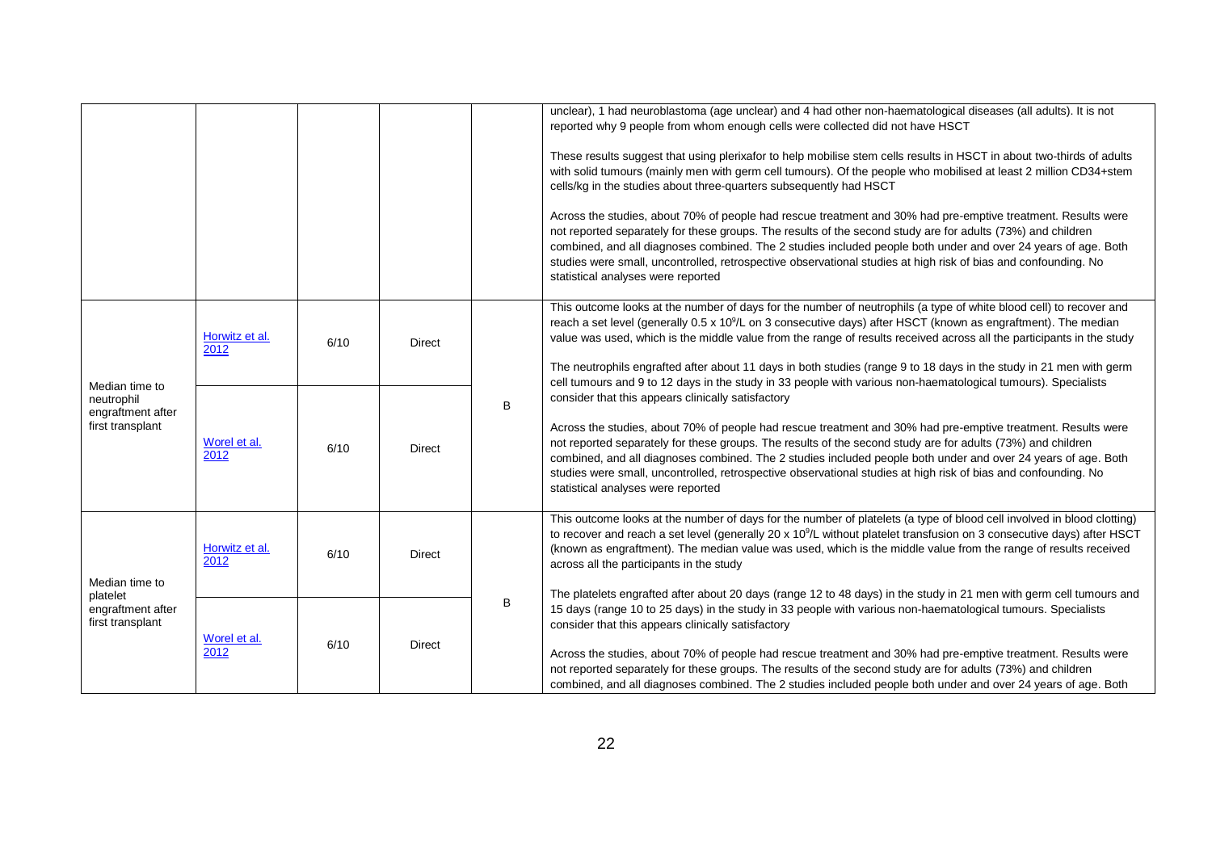| | | | | | |
|---|---|---|---|---|---|
| | | | | | unclear), 1 had neuroblastoma (age unclear) and 4 had other non-haematological diseases (all adults). It is not reported why 9 people from whom enough cells were collected did not have HSCT<br><br>These results suggest that using plerixafor to help mobilise stem cells results in HSCT in about two-thirds of adults with solid tumours (mainly men with germ cell tumours). Of the people who mobilised at least 2 million CD34+stem cells/kg in the studies about three-quarters subsequently had HSCT<br><br>Across the studies, about 70% of people had rescue treatment and 30% had pre-emptive treatment. Results were not reported separately for these groups. The results of the second study are for adults (73%) and children combined, and all diagnoses combined. The 2 studies included people both under and over 24 years of age. Both studies were small, uncontrolled, retrospective observational studies at high risk of bias and confounding. No statistical analyses were reported |
| Median time to neutrophil engraftment after first transplant | Horwitz et al. 2012 | 6/10 | Direct | B | This outcome looks at the number of days for the number of neutrophils (a type of white blood cell) to recover and reach a set level (generally 0.5 x $10^9$/L on 3 consecutive days) after HSCT (known as engraftment). The median value was used, which is the middle value from the range of results received across all the participants in the study<br><br>The neutrophils engrafted after about 11 days in both studies (range 9 to 18 days in the study in 21 men with germ cell tumours and 9 to 12 days in the study in 33 people with various non-haematological tumours). Specialists consider that this appears clinically satisfactory<br><br>Across the studies, about 70% of people had rescue treatment and 30% had pre-emptive treatment. Results were not reported separately for these groups. The results of the second study are for adults (73%) and children combined, and all diagnoses combined. The 2 studies included people both under and over 24 years of age. Both studies were small, uncontrolled, retrospective observational studies at high risk of bias and confounding. No statistical analyses were reported |
| | Worel et al. 2012 | 6/10 | Direct | | |
| Median time to platelet engraftment after first transplant | Horwitz et al. 2012 | 6/10 | Direct | B | This outcome looks at the number of days for the number of platelets (a type of blood cell involved in blood clotting) to recover and reach a set level (generally 20 x $10^9$/L without platelet transfusion on 3 consecutive days) after HSCT (known as engraftment). The median value was used, which is the middle value from the range of results received across all the participants in the study<br><br>The platelets engrafted after about 20 days (range 12 to 48 days) in the study in 21 men with germ cell tumours and 15 days (range 10 to 25 days) in the study in 33 people with various non-haematological tumours. Specialists consider that this appears clinically satisfactory<br><br>Across the studies, about 70% of people had rescue treatment and 30% had pre-emptive treatment. Results were not reported separately for these groups. The results of the second study are for adults (73%) and children combined, and all diagnoses combined. The 2 studies included people both under and over 24 years of age. Both |
| | Worel et al. 2012 | 6/10 | Direct | | |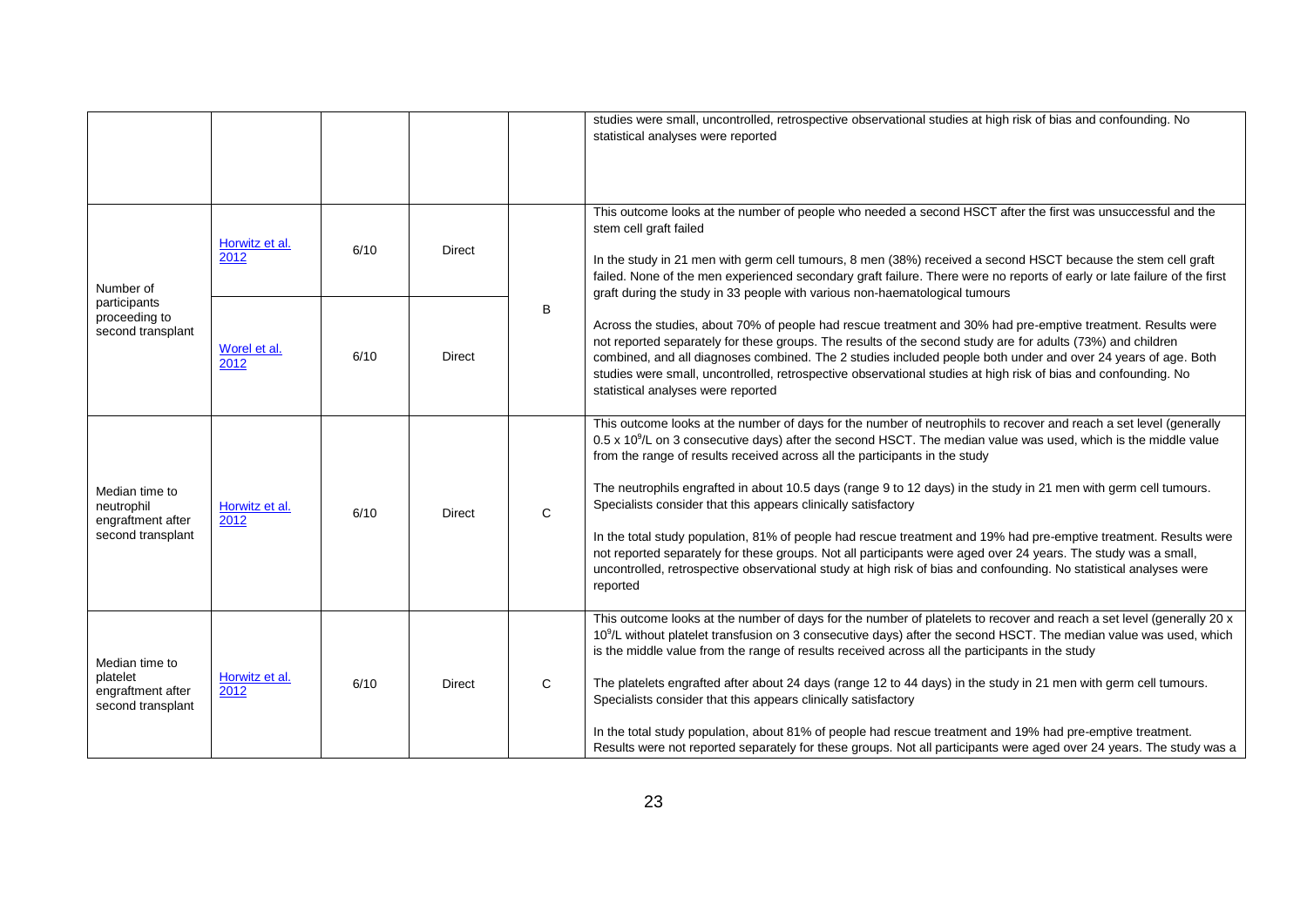| | | | | | |
|---|---|---|---|---|---|
| | | | | | studies were small, uncontrolled, retrospective observational studies at high risk of bias and confounding. No statistical analyses were reported |
| Number of participants proceeding to second transplant | Horwitz et al. 2012 | 6/10 | Direct | B | This outcome looks at the number of people who needed a second HSCT after the first was unsuccessful and the stem cell graft failed<br><br>In the study in 21 men with germ cell tumours, 8 men (38%) received a second HSCT because the stem cell graft failed. None of the men experienced secondary graft failure. There were no reports of early or late failure of the first graft during the study in 33 people with various non-haematological tumours<br><br>Across the studies, about 70% of people had rescue treatment and 30% had pre-emptive treatment. Results were not reported separately for these groups. The results of the second study are for adults (73%) and children combined, and all diagnoses combined. The 2 studies included people both under and over 24 years of age. Both studies were small, uncontrolled, retrospective observational studies at high risk of bias and confounding. No statistical analyses were reported |
| | Worel et al. 2012 | 6/10 | Direct | | |
| Median time to neutrophil engraftment after second transplant | Horwitz et al. 2012 | 6/10 | Direct | C | This outcome looks at the number of days for the number of neutrophils to recover and reach a set level (generally $0.5 \times 10^9$/L on 3 consecutive days) after the second HSCT. The median value was used, which is the middle value from the range of results received across all the participants in the study<br><br>The neutrophils engrafted in about 10.5 days (range 9 to 12 days) in the study in 21 men with germ cell tumours. Specialists consider that this appears clinically satisfactory<br><br>In the total study population, 81% of people had rescue treatment and 19% had pre-emptive treatment. Results were not reported separately for these groups. Not all participants were aged over 24 years. The study was a small, uncontrolled, retrospective observational study at high risk of bias and confounding. No statistical analyses were reported |
| Median time to platelet engraftment after second transplant | Horwitz et al. 2012 | 6/10 | Direct | C | This outcome looks at the number of days for the number of platelets to recover and reach a set level (generally $20 \times 10^9$/L without platelet transfusion on 3 consecutive days) after the second HSCT. The median value was used, which is the middle value from the range of results received across all the participants in the study<br><br>The platelets engrafted after about 24 days (range 12 to 44 days) in the study in 21 men with germ cell tumours. Specialists consider that this appears clinically satisfactory<br><br>In the total study population, about 81% of people had rescue treatment and 19% had pre-emptive treatment. Results were not reported separately for these groups. Not all participants were aged over 24 years. The study was a |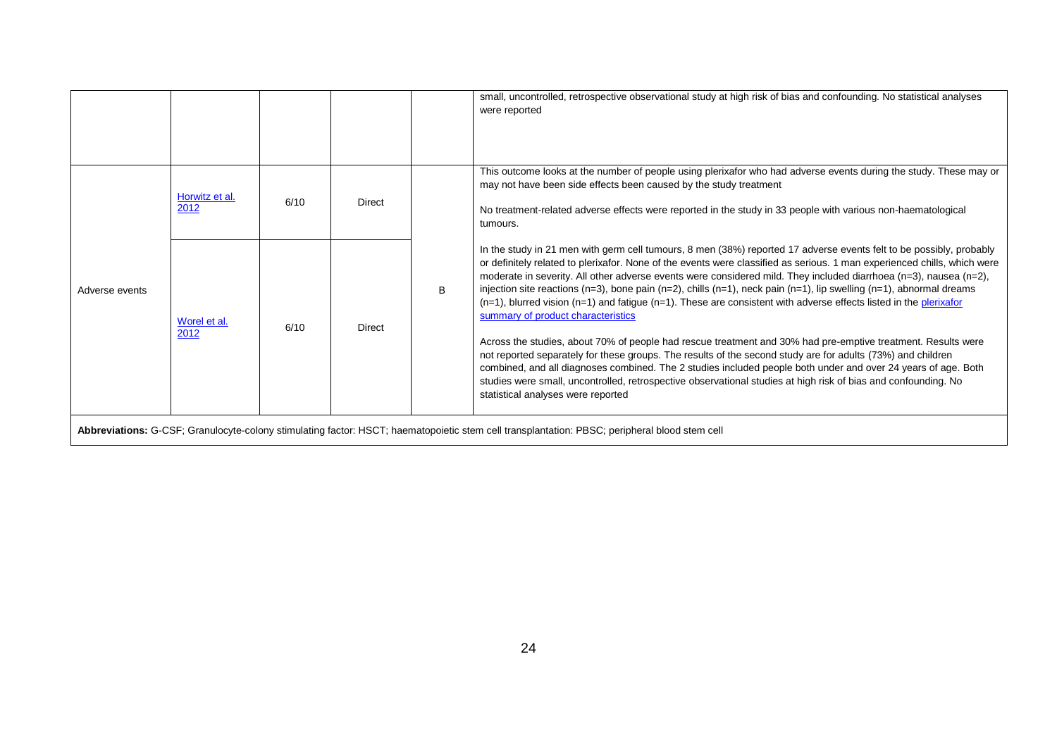| | | | | | |
|---|---|---|---|---|---|
| | | | | | small, uncontrolled, retrospective observational study at high risk of bias and confounding. No statistical analyses were reported |
| Adverse events | Horwitz et al. 2012 | 6/10 | Direct | B | This outcome looks at the number of people using plerixafor who had adverse events during the study. These may or may not have been side effects been caused by the study treatment<br><br>No treatment-related adverse effects were reported in the study in 33 people with various non-haematological tumours. |
| | Worel et al. 2012 | 6/10 | Direct | | In the study in 21 men with germ cell tumours, 8 men (38%) reported 17 adverse events felt to be possibly, probably or definitely related to plerixafor. None of the events were classified as serious. 1 man experienced chills, which were moderate in severity. All other adverse events were considered mild. They included diarrhoea (n=3), nausea (n=2), injection site reactions (n=3), bone pain (n=2), chills (n=1), neck pain (n=1), lip swelling (n=1), abnormal dreams (n=1), blurred vision (n=1) and fatigue (n=1). These are consistent with adverse effects listed in the plerixafor summary of product characteristics<br><br>Across the studies, about 70% of people had rescue treatment and 30% had pre-emptive treatment. Results were not reported separately for these groups. The results of the second study are for adults (73%) and children combined, and all diagnoses combined. The 2 studies included people both under and over 24 years of age. Both studies were small, uncontrolled, retrospective observational studies at high risk of bias and confounding. No statistical analyses were reported |

**Abbreviations:** G-CSF; Granulocyte-colony stimulating factor: HSCT; haematopoietic stem cell transplantation: PBSC; peripheral blood stem cell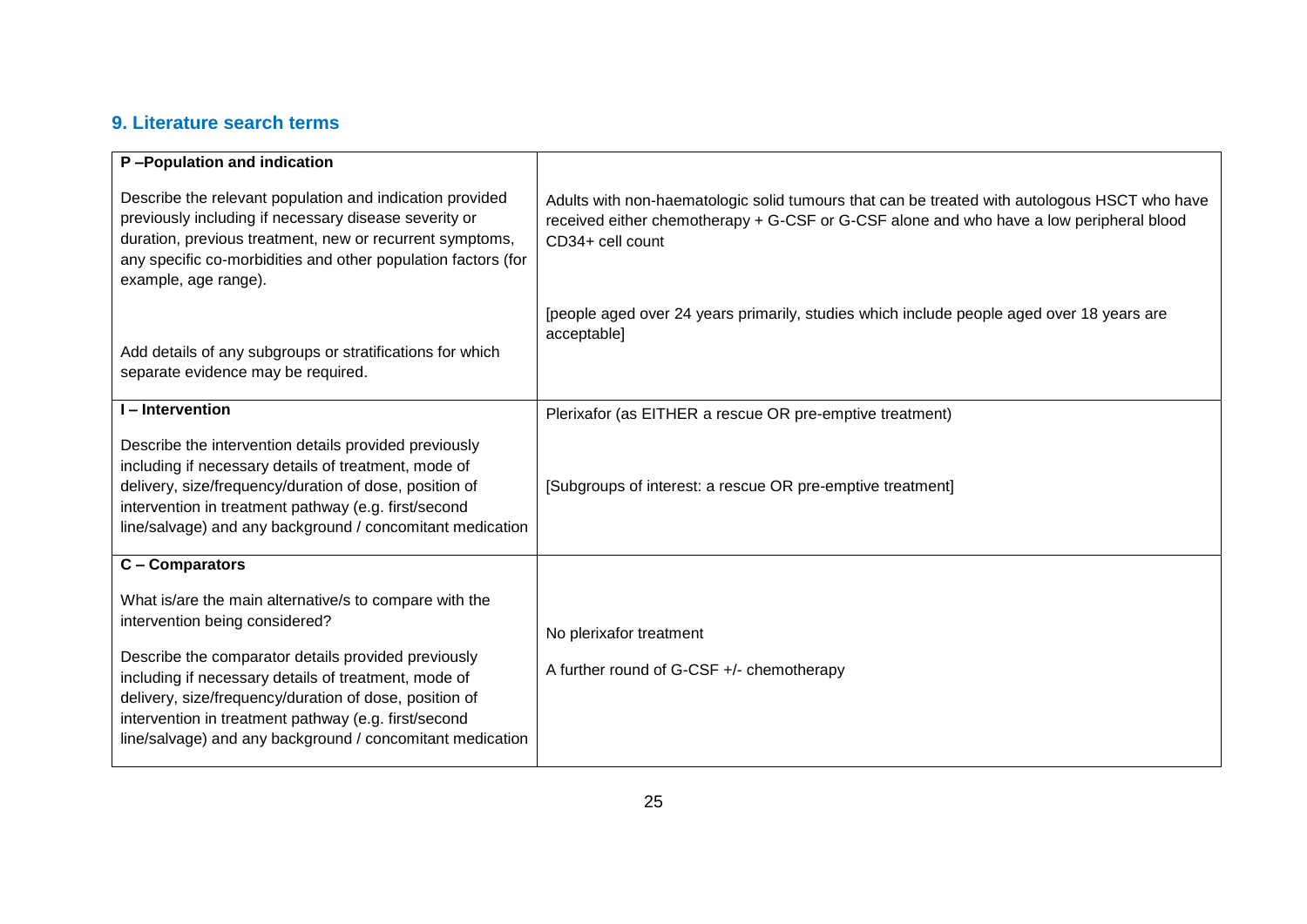## 9. Literature search terms

| P –Population and indication | |
|---|---|
| Describe the relevant population and indication provided previously including if necessary disease severity or duration, previous treatment, new or recurrent symptoms, any specific co-morbidities and other population factors (for example, age range).<br><br>Add details of any subgroups or stratifications for which separate evidence may be required. | Adults with non-haematologic solid tumours that can be treated with autologous HSCT who have received either chemotherapy + G-CSF or G-CSF alone and who have a low peripheral blood CD34+ cell count<br><br>[people aged over 24 years primarily, studies which include people aged over 18 years are acceptable] |
| **I – Intervention**<br><br>Describe the intervention details provided previously including if necessary details of treatment, mode of delivery, size/frequency/duration of dose, position of intervention in treatment pathway (e.g. first/second line/salvage) and any background / concomitant medication | Plerixafor (as EITHER a rescue OR pre-emptive treatment)<br><br>[Subgroups of interest: a rescue OR pre-emptive treatment] |
| **C – Comparators**<br><br>What is/are the main alternative/s to compare with the intervention being considered?<br><br>Describe the comparator details provided previously including if necessary details of treatment, mode of delivery, size/frequency/duration of dose, position of intervention in treatment pathway (e.g. first/second line/salvage) and any background / concomitant medication | No plerixafor treatment<br><br>A further round of G-CSF +/- chemotherapy |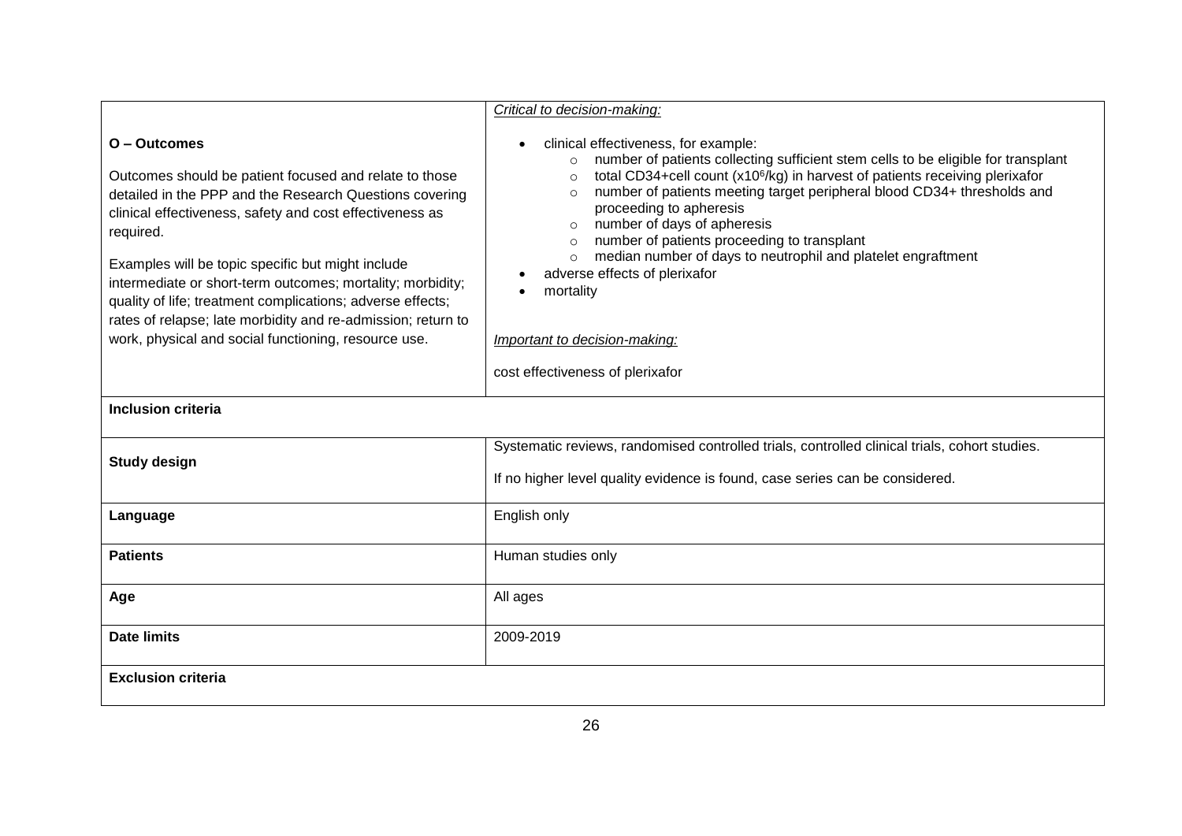| | |
|---|---|
| **O – Outcomes**<br><br>Outcomes should be patient focused and relate to those detailed in the PPP and the Research Questions covering clinical effectiveness, safety and cost effectiveness as required.<br><br>Examples will be topic specific but might include intermediate or short-term outcomes; mortality; morbidity; quality of life; treatment complications; adverse effects; rates of relapse; late morbidity and re-admission; return to work, physical and social functioning, resource use. | *Critical to decision-making:*<br><br>• clinical effectiveness, for example:<br>  ○ number of patients collecting sufficient stem cells to be eligible for transplant<br>  ○ total CD34+cell count ($x10^6$/kg) in harvest of patients receiving plerixafor<br>  ○ number of patients meeting target peripheral blood CD34+ thresholds and proceeding to apheresis<br>  ○ number of days of apheresis<br>  ○ number of patients proceeding to transplant<br>  ○ median number of days to neutrophil and platelet engraftment<br>• adverse effects of plerixafor<br>• mortality<br><br>*Important to decision-making:*<br><br>cost effectiveness of plerixafor |
| **Inclusion criteria** | |
| **Study design** | Systematic reviews, randomised controlled trials, controlled clinical trials, cohort studies.<br><br>If no higher level quality evidence is found, case series can be considered. |
| **Language** | English only |
| **Patients** | Human studies only |
| **Age** | All ages |
| **Date limits** | 2009-2019 |
| **Exclusion criteria** | |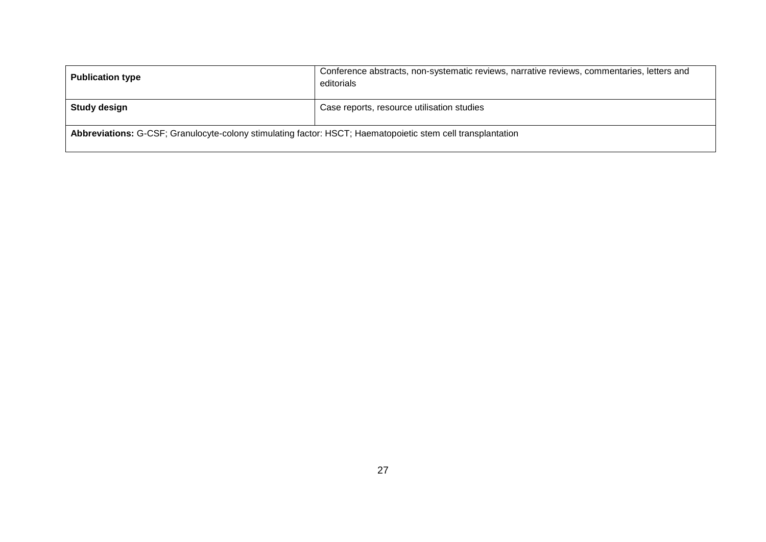| Publication type | Conference abstracts, non-systematic reviews, narrative reviews, commentaries, letters and editorials |
| --- | --- |
| Study design | Case reports, resource utilisation studies |

**Abbreviations:** G-CSF; Granulocyte-colony stimulating factor: HSCT; Haematopoietic stem cell transplantation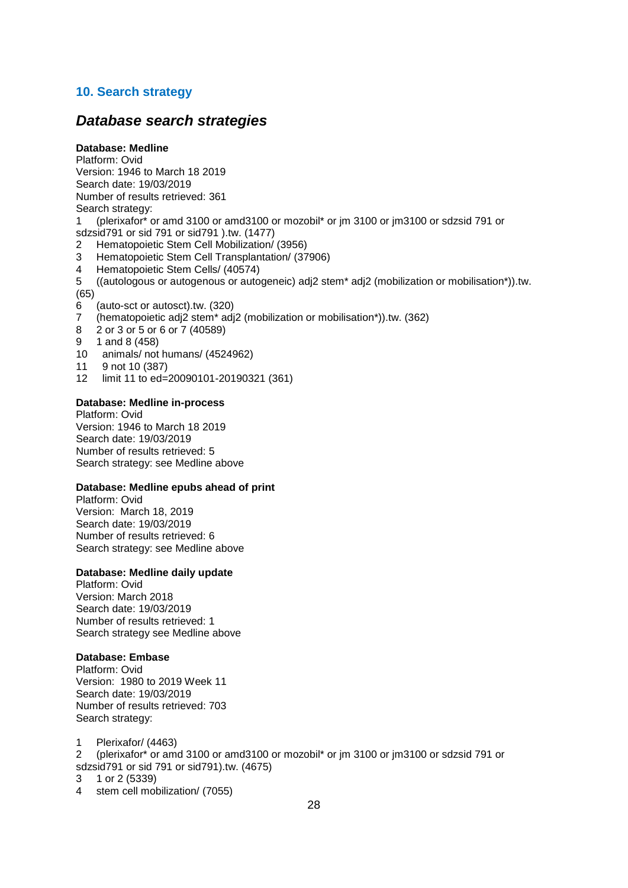## 10. Search strategy

### *Database search strategies*

**Database: Medline**
Platform: Ovid
Version: 1946 to March 18 2019
Search date: 19/03/2019
Number of results retrieved: 361
Search strategy:

1 (plerixafor* or amd 3100 or amd3100 or mozobil* or jm 3100 or jm3100 or sdzsid 791 or sdzsid791 or sid 791 or sid791 ).tw. (1477)
2 Hematopoietic Stem Cell Mobilization/ (3956)
3 Hematopoietic Stem Cell Transplantation/ (37906)
4 Hematopoietic Stem Cells/ (40574)
5 ((autologous or autogenous or autogeneic) adj2 stem* adj2 (mobilization or mobilisation*)).tw. (65)
6 (auto-sct or autosct).tw. (320)
7 (hematopoietic adj2 stem* adj2 (mobilization or mobilisation*)).tw. (362)
8 2 or 3 or 5 or 6 or 7 (40589)
9 1 and 8 (458)
10 animals/ not humans/ (4524962)
11 9 not 10 (387)
12 limit 11 to ed=20090101-20190321 (361)

**Database: Medline in-process**
Platform: Ovid
Version: 1946 to March 18 2019
Search date: 19/03/2019
Number of results retrieved: 5
Search strategy: see Medline above

**Database: Medline epubs ahead of print**
Platform: Ovid
Version: March 18, 2019
Search date: 19/03/2019
Number of results retrieved: 6
Search strategy: see Medline above

**Database: Medline daily update**
Platform: Ovid
Version: March 2018
Search date: 19/03/2019
Number of results retrieved: 1
Search strategy see Medline above

**Database: Embase**
Platform: Ovid
Version: 1980 to 2019 Week 11
Search date: 19/03/2019
Number of results retrieved: 703
Search strategy:

1 Plerixafor/ (4463)
2 (plerixafor* or amd 3100 or amd3100 or mozobil* or jm 3100 or jm3100 or sdzsid 791 or sdzsid791 or sid 791 or sid791).tw. (4675)
3 1 or 2 (5339)
4 stem cell mobilization/ (7055)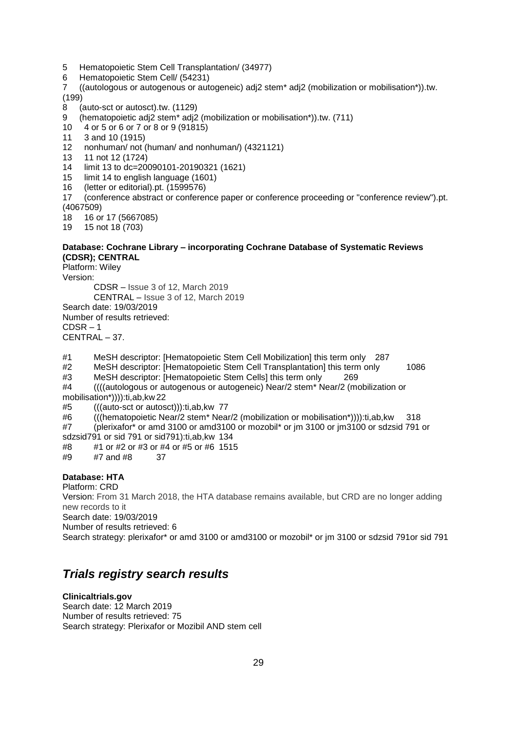5 Hematopoietic Stem Cell Transplantation/ (34977)
6 Hematopoietic Stem Cell/ (54231)
7 ((autologous or autogenous or autogeneic) adj2 stem* adj2 (mobilization or mobilisation*)).tw. (199)
8 (auto-sct or autosct).tw. (1129)
9 (hematopoietic adj2 stem* adj2 (mobilization or mobilisation*)).tw. (711)
10 4 or 5 or 6 or 7 or 8 or 9 (91815)
11 3 and 10 (1915)
12 nonhuman/ not (human/ and nonhuman/) (4321121)
13 11 not 12 (1724)
14 limit 13 to dc=20090101-20190321 (1621)
15 limit 14 to english language (1601)
16 (letter or editorial).pt. (1599576)
17 (conference abstract or conference paper or conference proceeding or "conference review").pt. (4067509)
18 16 or 17 (5667085)
19 15 not 18 (703)

**Database: Cochrane Library – incorporating Cochrane Database of Systematic Reviews (CDSR); CENTRAL**
Platform: Wiley
Version:
CDSR – Issue 3 of 12, March 2019
CENTRAL – Issue 3 of 12, March 2019
Search date: 19/03/2019
Number of results retrieved:
CDSR – 1
CENTRAL – 37.

#1 MeSH descriptor: [Hematopoietic Stem Cell Mobilization] this term only 287
#2 MeSH descriptor: [Hematopoietic Stem Cell Transplantation] this term only 1086
#3 MeSH descriptor: [Hematopoietic Stem Cells] this term only 269
#4 ((((autologous or autogenous or autogeneic) Near/2 stem* Near/2 (mobilization or mobilisation*)))):ti,ab,kw 22
#5 (((auto-sct or autosct))):ti,ab,kw 77
#6 (((hematopoietic Near/2 stem* Near/2 (mobilization or mobilisation*)))):ti,ab,kw 318
#7 (plerixafor* or amd 3100 or amd3100 or mozobil* or jm 3100 or jm3100 or sdzsid 791 or sdzsid791 or sid 791 or sid791):ti,ab,kw 134
#8 #1 or #2 or #3 or #4 or #5 or #6 1515
#9 #7 and #8 37

**Database: HTA**
Platform: CRD
Version: From 31 March 2018, the HTA database remains available, but CRD are no longer adding new records to it
Search date: 19/03/2019
Number of results retrieved: 6
Search strategy: plerixafor* or amd 3100 or amd3100 or mozobil* or jm 3100 or sdzsid 791or sid 791

## *Trials registry search results*

**Clinicaltrials.gov**
Search date: 12 March 2019
Number of results retrieved: 75
Search strategy: Plerixafor or Mozibil AND stem cell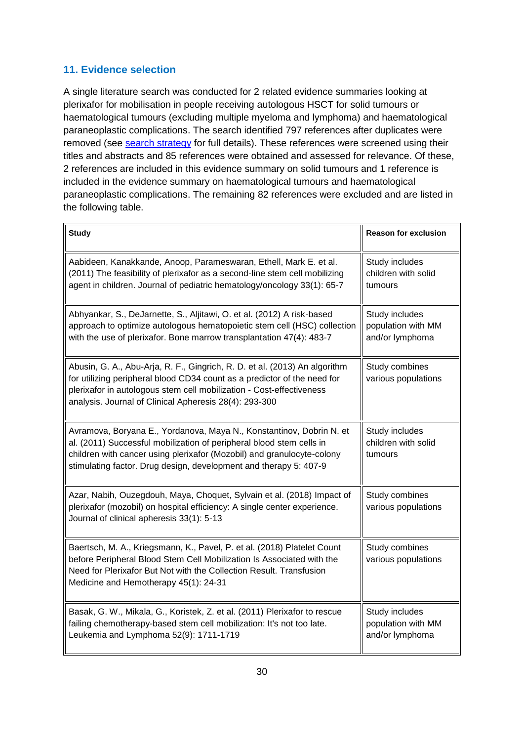## 11. Evidence selection

A single literature search was conducted for 2 related evidence summaries looking at plerixafor for mobilisation in people receiving autologous HSCT for solid tumours or haematological tumours (excluding multiple myeloma and lymphoma) and haematological paraneoplastic complications. The search identified 797 references after duplicates were removed (see search strategy for full details). These references were screened using their titles and abstracts and 85 references were obtained and assessed for relevance. Of these, 2 references are included in this evidence summary on solid tumours and 1 reference is included in the evidence summary on haematological tumours and haematological paraneoplastic complications. The remaining 82 references were excluded and are listed in the following table.

| Study | Reason for exclusion |
|---|---|
| Aabideen, Kanakkande, Anoop, Parameswaran, Ethell, Mark E. et al. (2011) The feasibility of plerixafor as a second-line stem cell mobilizing agent in children. Journal of pediatric hematology/oncology 33(1): 65-7 | Study includes children with solid tumours |
| Abhyankar, S., DeJarnette, S., Aljitawi, O. et al. (2012) A risk-based approach to optimize autologous hematopoietic stem cell (HSC) collection with the use of plerixafor. Bone marrow transplantation 47(4): 483-7 | Study includes population with MM and/or lymphoma |
| Abusin, G. A., Abu-Arja, R. F., Gingrich, R. D. et al. (2013) An algorithm for utilizing peripheral blood CD34 count as a predictor of the need for plerixafor in autologous stem cell mobilization - Cost-effectiveness analysis. Journal of Clinical Apheresis 28(4): 293-300 | Study combines various populations |
| Avramova, Boryana E., Yordanova, Maya N., Konstantinov, Dobrin N. et al. (2011) Successful mobilization of peripheral blood stem cells in children with cancer using plerixafor (Mozobil) and granulocyte-colony stimulating factor. Drug design, development and therapy 5: 407-9 | Study includes children with solid tumours |
| Azar, Nabih, Ouzegdouh, Maya, Choquet, Sylvain et al. (2018) Impact of plerixafor (mozobil) on hospital efficiency: A single center experience. Journal of clinical apheresis 33(1): 5-13 | Study combines various populations |
| Baertsch, M. A., Kriegsmann, K., Pavel, P. et al. (2018) Platelet Count before Peripheral Blood Stem Cell Mobilization Is Associated with the Need for Plerixafor But Not with the Collection Result. Transfusion Medicine and Hemotherapy 45(1): 24-31 | Study combines various populations |
| Basak, G. W., Mikala, G., Koristek, Z. et al. (2011) Plerixafor to rescue failing chemotherapy-based stem cell mobilization: It's not too late. Leukemia and Lymphoma 52(9): 1711-1719 | Study includes population with MM and/or lymphoma |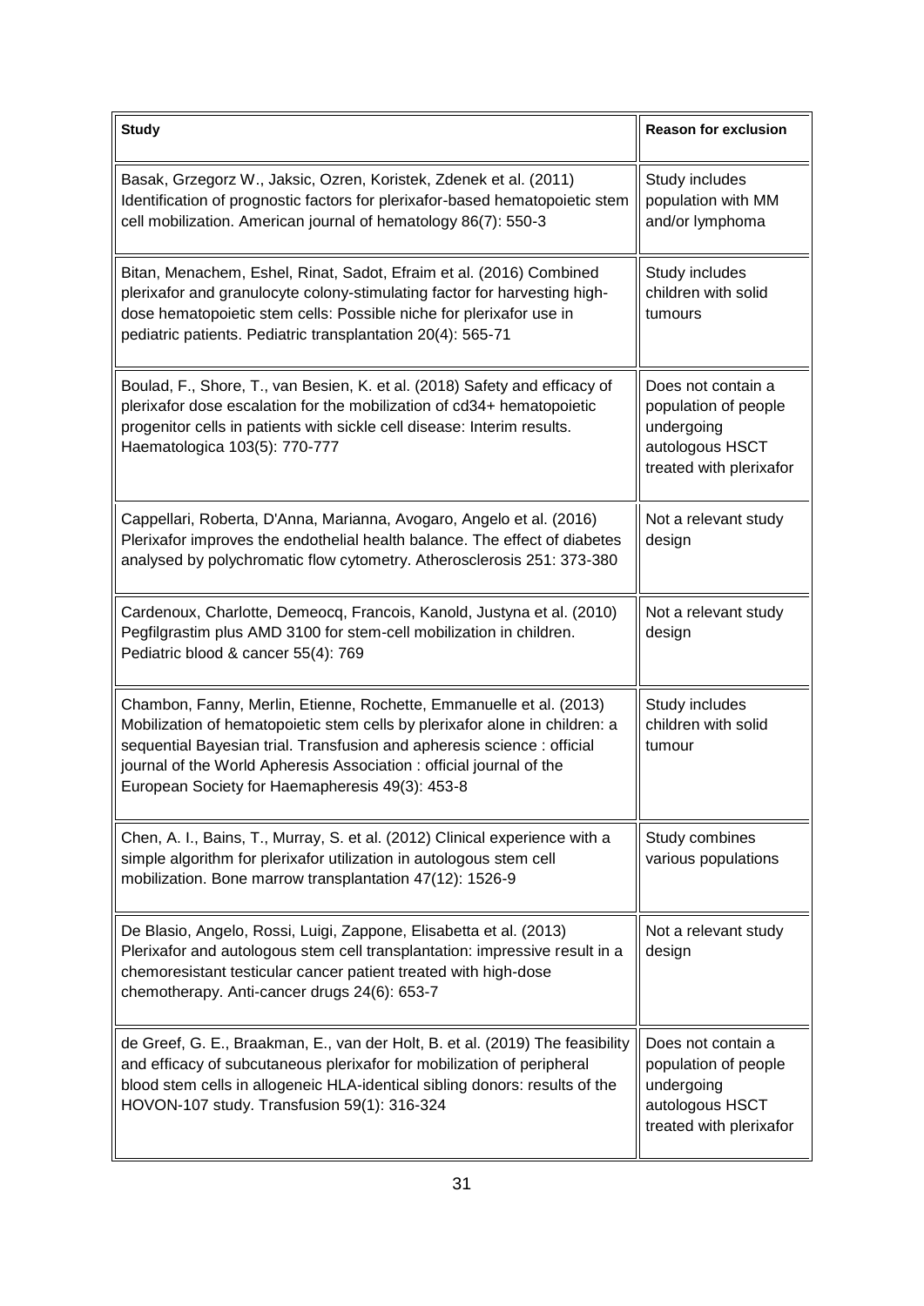| Study | Reason for exclusion |
|---|---|
| Basak, Grzegorz W., Jaksic, Ozren, Koristek, Zdenek et al. (2011) Identification of prognostic factors for plerixafor-based hematopoietic stem cell mobilization. American journal of hematology 86(7): 550-3 | Study includes population with MM and/or lymphoma |
| Bitan, Menachem, Eshel, Rinat, Sadot, Efraim et al. (2016) Combined plerixafor and granulocyte colony-stimulating factor for harvesting high-dose hematopoietic stem cells: Possible niche for plerixafor use in pediatric patients. Pediatric transplantation 20(4): 565-71 | Study includes children with solid tumours |
| Boulad, F., Shore, T., van Besien, K. et al. (2018) Safety and efficacy of plerixafor dose escalation for the mobilization of cd34+ hematopoietic progenitor cells in patients with sickle cell disease: Interim results. Haematologica 103(5): 770-777 | Does not contain a population of people undergoing autologous HSCT treated with plerixafor |
| Cappellari, Roberta, D'Anna, Marianna, Avogaro, Angelo et al. (2016) Plerixafor improves the endothelial health balance. The effect of diabetes analysed by polychromatic flow cytometry. Atherosclerosis 251: 373-380 | Not a relevant study design |
| Cardenoux, Charlotte, Demeocq, Francois, Kanold, Justyna et al. (2010) Pegfilgrastim plus AMD 3100 for stem-cell mobilization in children. Pediatric blood & cancer 55(4): 769 | Not a relevant study design |
| Chambon, Fanny, Merlin, Etienne, Rochette, Emmanuelle et al. (2013) Mobilization of hematopoietic stem cells by plerixafor alone in children: a sequential Bayesian trial. Transfusion and apheresis science : official journal of the World Apheresis Association : official journal of the European Society for Haemapheresis 49(3): 453-8 | Study includes children with solid tumour |
| Chen, A. I., Bains, T., Murray, S. et al. (2012) Clinical experience with a simple algorithm for plerixafor utilization in autologous stem cell mobilization. Bone marrow transplantation 47(12): 1526-9 | Study combines various populations |
| De Blasio, Angelo, Rossi, Luigi, Zappone, Elisabetta et al. (2013) Plerixafor and autologous stem cell transplantation: impressive result in a chemoresistant testicular cancer patient treated with high-dose chemotherapy. Anti-cancer drugs 24(6): 653-7 | Not a relevant study design |
| de Greef, G. E., Braakman, E., van der Holt, B. et al. (2019) The feasibility and efficacy of subcutaneous plerixafor for mobilization of peripheral blood stem cells in allogeneic HLA-identical sibling donors: results of the HOVON-107 study. Transfusion 59(1): 316-324 | Does not contain a population of people undergoing autologous HSCT treated with plerixafor |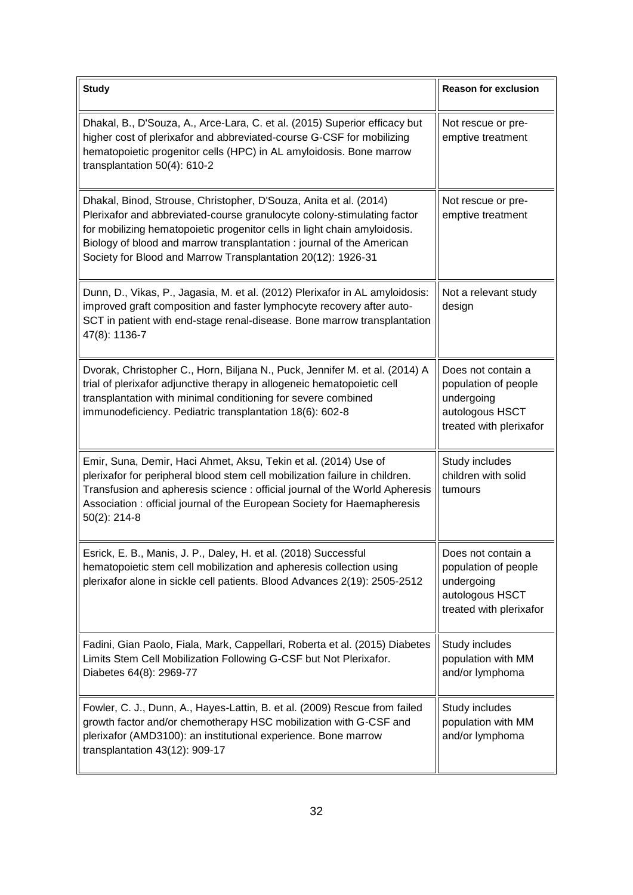| Study | Reason for exclusion |
|---|---|
| Dhakal, B., D'Souza, A., Arce-Lara, C. et al. (2015) Superior efficacy but higher cost of plerixafor and abbreviated-course G-CSF for mobilizing hematopoietic progenitor cells (HPC) in AL amyloidosis. Bone marrow transplantation 50(4): 610-2 | Not rescue or pre-emptive treatment |
| Dhakal, Binod, Strouse, Christopher, D'Souza, Anita et al. (2014) Plerixafor and abbreviated-course granulocyte colony-stimulating factor for mobilizing hematopoietic progenitor cells in light chain amyloidosis. Biology of blood and marrow transplantation : journal of the American Society for Blood and Marrow Transplantation 20(12): 1926-31 | Not rescue or pre-emptive treatment |
| Dunn, D., Vikas, P., Jagasia, M. et al. (2012) Plerixafor in AL amyloidosis: improved graft composition and faster lymphocyte recovery after auto-SCT in patient with end-stage renal-disease. Bone marrow transplantation 47(8): 1136-7 | Not a relevant study design |
| Dvorak, Christopher C., Horn, Biljana N., Puck, Jennifer M. et al. (2014) A trial of plerixafor adjunctive therapy in allogeneic hematopoietic cell transplantation with minimal conditioning for severe combined immunodeficiency. Pediatric transplantation 18(6): 602-8 | Does not contain a population of people undergoing autologous HSCT treated with plerixafor |
| Emir, Suna, Demir, Haci Ahmet, Aksu, Tekin et al. (2014) Use of plerixafor for peripheral blood stem cell mobilization failure in children. Transfusion and apheresis science : official journal of the World Apheresis Association : official journal of the European Society for Haemapheresis 50(2): 214-8 | Study includes children with solid tumours |
| Esrick, E. B., Manis, J. P., Daley, H. et al. (2018) Successful hematopoietic stem cell mobilization and apheresis collection using plerixafor alone in sickle cell patients. Blood Advances 2(19): 2505-2512 | Does not contain a population of people undergoing autologous HSCT treated with plerixafor |
| Fadini, Gian Paolo, Fiala, Mark, Cappellari, Roberta et al. (2015) Diabetes Limits Stem Cell Mobilization Following G-CSF but Not Plerixafor. Diabetes 64(8): 2969-77 | Study includes population with MM and/or lymphoma |
| Fowler, C. J., Dunn, A., Hayes-Lattin, B. et al. (2009) Rescue from failed growth factor and/or chemotherapy HSC mobilization with G-CSF and plerixafor (AMD3100): an institutional experience. Bone marrow transplantation 43(12): 909-17 | Study includes population with MM and/or lymphoma |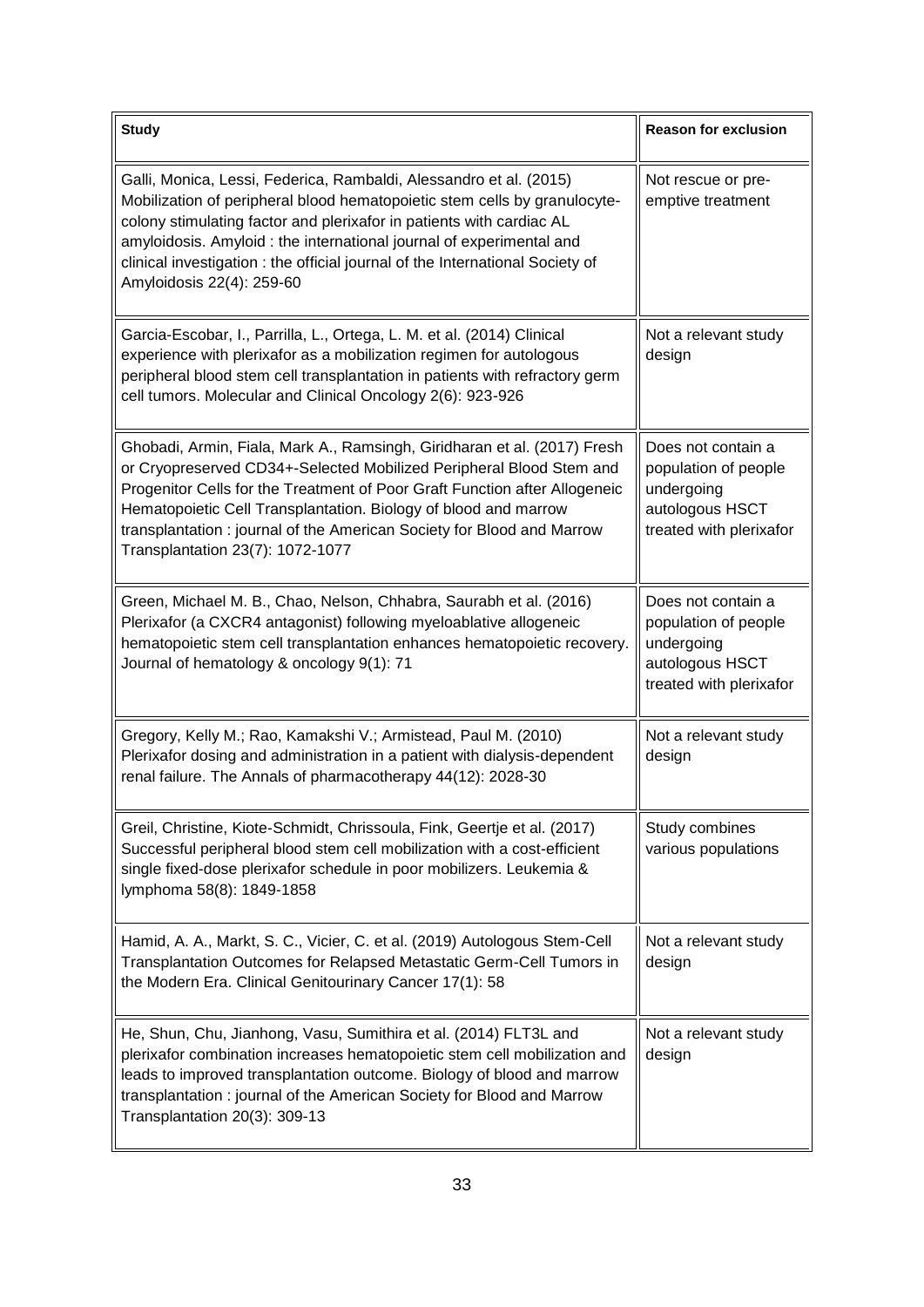| Study | Reason for exclusion |
| --- | --- |
| Galli, Monica, Lessi, Federica, Rambaldi, Alessandro et al. (2015) Mobilization of peripheral blood hematopoietic stem cells by granulocyte-colony stimulating factor and plerixafor in patients with cardiac AL amyloidosis. Amyloid : the international journal of experimental and clinical investigation : the official journal of the International Society of Amyloidosis 22(4): 259-60 | Not rescue or pre-emptive treatment |
| Garcia-Escobar, I., Parrilla, L., Ortega, L. M. et al. (2014) Clinical experience with plerixafor as a mobilization regimen for autologous peripheral blood stem cell transplantation in patients with refractory germ cell tumors. Molecular and Clinical Oncology 2(6): 923-926 | Not a relevant study design |
| Ghobadi, Armin, Fiala, Mark A., Ramsingh, Giridharan et al. (2017) Fresh or Cryopreserved CD34+-Selected Mobilized Peripheral Blood Stem and Progenitor Cells for the Treatment of Poor Graft Function after Allogeneic Hematopoietic Cell Transplantation. Biology of blood and marrow transplantation : journal of the American Society for Blood and Marrow Transplantation 23(7): 1072-1077 | Does not contain a population of people undergoing autologous HSCT treated with plerixafor |
| Green, Michael M. B., Chao, Nelson, Chhabra, Saurabh et al. (2016) Plerixafor (a CXCR4 antagonist) following myeloablative allogeneic hematopoietic stem cell transplantation enhances hematopoietic recovery. Journal of hematology & oncology 9(1): 71 | Does not contain a population of people undergoing autologous HSCT treated with plerixafor |
| Gregory, Kelly M.; Rao, Kamakshi V.; Armistead, Paul M. (2010) Plerixafor dosing and administration in a patient with dialysis-dependent renal failure. The Annals of pharmacotherapy 44(12): 2028-30 | Not a relevant study design |
| Greil, Christine, Kiote-Schmidt, Chrissoula, Fink, Geertje et al. (2017) Successful peripheral blood stem cell mobilization with a cost-efficient single fixed-dose plerixafor schedule in poor mobilizers. Leukemia & lymphoma 58(8): 1849-1858 | Study combines various populations |
| Hamid, A. A., Markt, S. C., Vicier, C. et al. (2019) Autologous Stem-Cell Transplantation Outcomes for Relapsed Metastatic Germ-Cell Tumors in the Modern Era. Clinical Genitourinary Cancer 17(1): 58 | Not a relevant study design |
| He, Shun, Chu, Jianhong, Vasu, Sumithira et al. (2014) FLT3L and plerixafor combination increases hematopoietic stem cell mobilization and leads to improved transplantation outcome. Biology of blood and marrow transplantation : journal of the American Society for Blood and Marrow Transplantation 20(3): 309-13 | Not a relevant study design |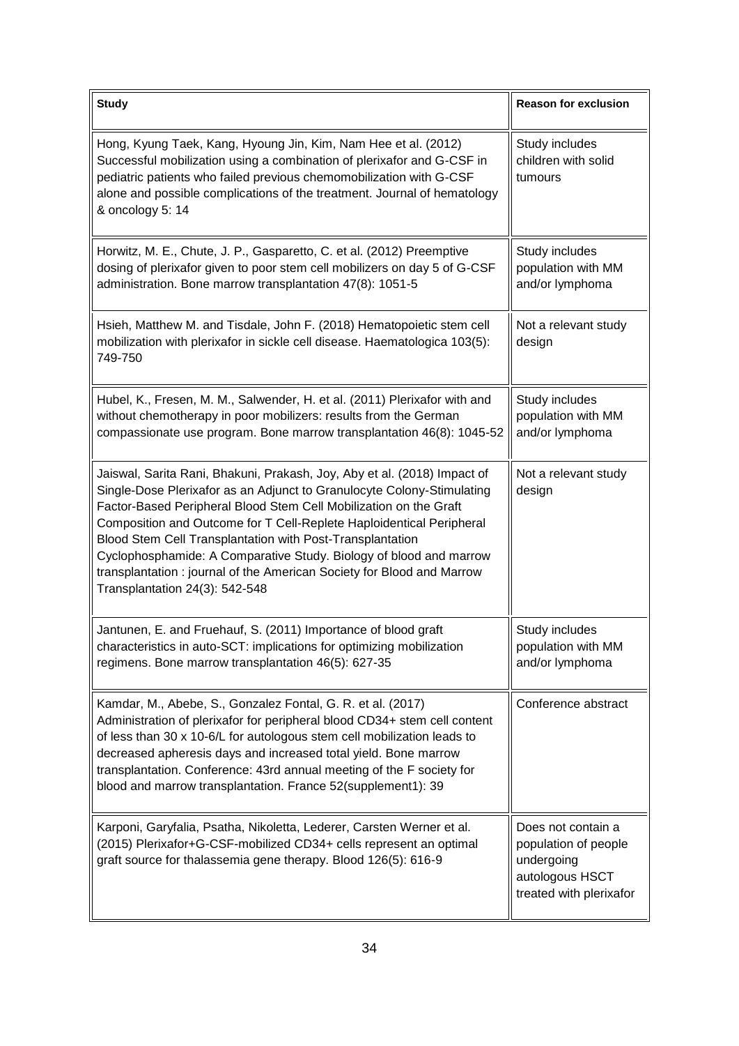| Study | Reason for exclusion |
|---|---|
| Hong, Kyung Taek, Kang, Hyoung Jin, Kim, Nam Hee et al. (2012) Successful mobilization using a combination of plerixafor and G-CSF in pediatric patients who failed previous chemomobilization with G-CSF alone and possible complications of the treatment. Journal of hematology & oncology 5: 14 | Study includes children with solid tumours |
| Horwitz, M. E., Chute, J. P., Gasparetto, C. et al. (2012) Preemptive dosing of plerixafor given to poor stem cell mobilizers on day 5 of G-CSF administration. Bone marrow transplantation 47(8): 1051-5 | Study includes population with MM and/or lymphoma |
| Hsieh, Matthew M. and Tisdale, John F. (2018) Hematopoietic stem cell mobilization with plerixafor in sickle cell disease. Haematologica 103(5): 749-750 | Not a relevant study design |
| Hubel, K., Fresen, M. M., Salwender, H. et al. (2011) Plerixafor with and without chemotherapy in poor mobilizers: results from the German compassionate use program. Bone marrow transplantation 46(8): 1045-52 | Study includes population with MM and/or lymphoma |
| Jaiswal, Sarita Rani, Bhakuni, Prakash, Joy, Aby et al. (2018) Impact of Single-Dose Plerixafor as an Adjunct to Granulocyte Colony-Stimulating Factor-Based Peripheral Blood Stem Cell Mobilization on the Graft Composition and Outcome for T Cell-Replete Haploidentical Peripheral Blood Stem Cell Transplantation with Post-Transplantation Cyclophosphamide: A Comparative Study. Biology of blood and marrow transplantation : journal of the American Society for Blood and Marrow Transplantation 24(3): 542-548 | Not a relevant study design |
| Jantunen, E. and Fruehauf, S. (2011) Importance of blood graft characteristics in auto-SCT: implications for optimizing mobilization regimens. Bone marrow transplantation 46(5): 627-35 | Study includes population with MM and/or lymphoma |
| Kamdar, M., Abebe, S., Gonzalez Fontal, G. R. et al. (2017) Administration of plerixafor for peripheral blood CD34+ stem cell content of less than 30 x 10-6/L for autologous stem cell mobilization leads to decreased apheresis days and increased total yield. Bone marrow transplantation. Conference: 43rd annual meeting of the F society for blood and marrow transplantation. France 52(supplement1): 39 | Conference abstract |
| Karponi, Garyfalia, Psatha, Nikoletta, Lederer, Carsten Werner et al. (2015) Plerixafor+G-CSF-mobilized CD34+ cells represent an optimal graft source for thalassemia gene therapy. Blood 126(5): 616-9 | Does not contain a population of people undergoing autologous HSCT treated with plerixafor |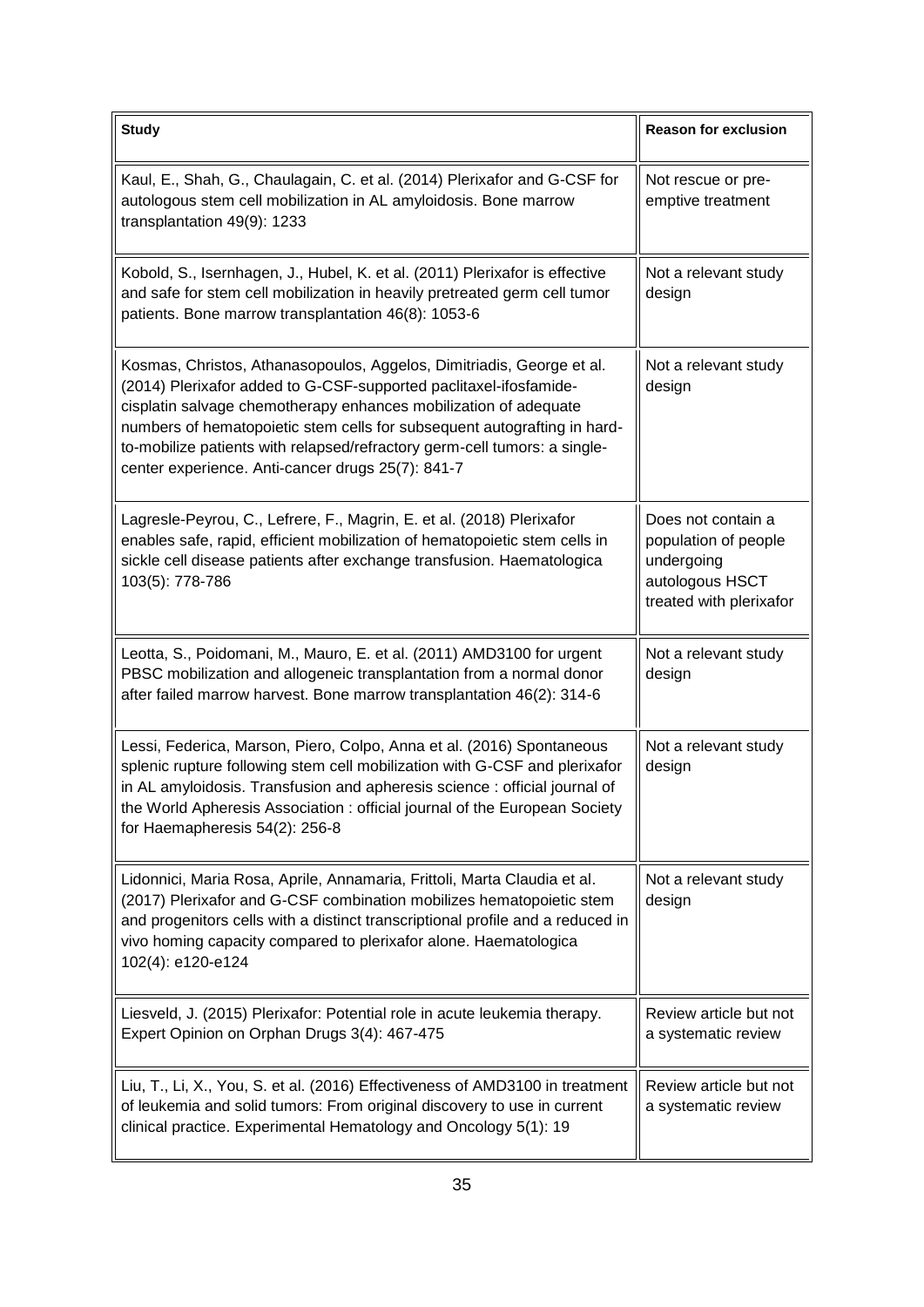| Study | Reason for exclusion |
|---|---|
| Kaul, E., Shah, G., Chaulagain, C. et al. (2014) Plerixafor and G-CSF for autologous stem cell mobilization in AL amyloidosis. Bone marrow transplantation 49(9): 1233 | Not rescue or pre-emptive treatment |
| Kobold, S., Isernhagen, J., Hubel, K. et al. (2011) Plerixafor is effective and safe for stem cell mobilization in heavily pretreated germ cell tumor patients. Bone marrow transplantation 46(8): 1053-6 | Not a relevant study design |
| Kosmas, Christos, Athanasopoulos, Aggelos, Dimitriadis, George et al. (2014) Plerixafor added to G-CSF-supported paclitaxel-ifosfamide-cisplatin salvage chemotherapy enhances mobilization of adequate numbers of hematopoietic stem cells for subsequent autografting in hard-to-mobilize patients with relapsed/refractory germ-cell tumors: a single-center experience. Anti-cancer drugs 25(7): 841-7 | Not a relevant study design |
| Lagresle-Peyrou, C., Lefrere, F., Magrin, E. et al. (2018) Plerixafor enables safe, rapid, efficient mobilization of hematopoietic stem cells in sickle cell disease patients after exchange transfusion. Haematologica 103(5): 778-786 | Does not contain a population of people undergoing autologous HSCT treated with plerixafor |
| Leotta, S., Poidomani, M., Mauro, E. et al. (2011) AMD3100 for urgent PBSC mobilization and allogeneic transplantation from a normal donor after failed marrow harvest. Bone marrow transplantation 46(2): 314-6 | Not a relevant study design |
| Lessi, Federica, Marson, Piero, Colpo, Anna et al. (2016) Spontaneous splenic rupture following stem cell mobilization with G-CSF and plerixafor in AL amyloidosis. Transfusion and apheresis science : official journal of the World Apheresis Association : official journal of the European Society for Haemapheresis 54(2): 256-8 | Not a relevant study design |
| Lidonnici, Maria Rosa, Aprile, Annamaria, Frittoli, Marta Claudia et al. (2017) Plerixafor and G-CSF combination mobilizes hematopoietic stem and progenitors cells with a distinct transcriptional profile and a reduced in vivo homing capacity compared to plerixafor alone. Haematologica 102(4): e120-e124 | Not a relevant study design |
| Liesveld, J. (2015) Plerixafor: Potential role in acute leukemia therapy. Expert Opinion on Orphan Drugs 3(4): 467-475 | Review article but not a systematic review |
| Liu, T., Li, X., You, S. et al. (2016) Effectiveness of AMD3100 in treatment of leukemia and solid tumors: From original discovery to use in current clinical practice. Experimental Hematology and Oncology 5(1): 19 | Review article but not a systematic review |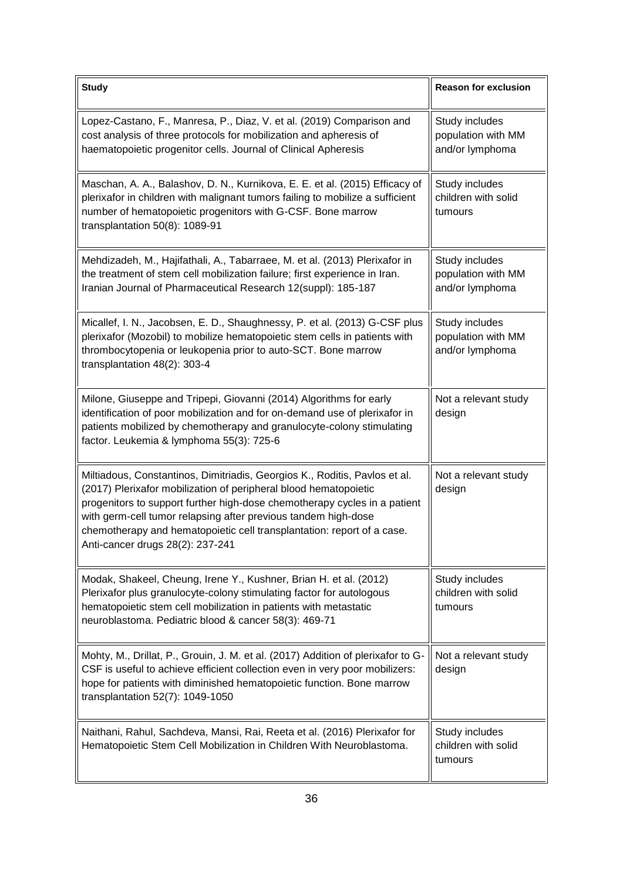| Study | Reason for exclusion |
|---|---|
| Lopez-Castano, F., Manresa, P., Diaz, V. et al. (2019) Comparison and cost analysis of three protocols for mobilization and apheresis of haematopoietic progenitor cells. Journal of Clinical Apheresis | Study includes population with MM and/or lymphoma |
| Maschan, A. A., Balashov, D. N., Kurnikova, E. E. et al. (2015) Efficacy of plerixafor in children with malignant tumors failing to mobilize a sufficient number of hematopoietic progenitors with G-CSF. Bone marrow transplantation 50(8): 1089-91 | Study includes children with solid tumours |
| Mehdizadeh, M., Hajifathali, A., Tabarraee, M. et al. (2013) Plerixafor in the treatment of stem cell mobilization failure; first experience in Iran. Iranian Journal of Pharmaceutical Research 12(suppl): 185-187 | Study includes population with MM and/or lymphoma |
| Micallef, I. N., Jacobsen, E. D., Shaughnessy, P. et al. (2013) G-CSF plus plerixafor (Mozobil) to mobilize hematopoietic stem cells in patients with thrombocytopenia or leukopenia prior to auto-SCT. Bone marrow transplantation 48(2): 303-4 | Study includes population with MM and/or lymphoma |
| Milone, Giuseppe and Tripepi, Giovanni (2014) Algorithms for early identification of poor mobilization and for on-demand use of plerixafor in patients mobilized by chemotherapy and granulocyte-colony stimulating factor. Leukemia & lymphoma 55(3): 725-6 | Not a relevant study design |
| Miltiadous, Constantinos, Dimitriadis, Georgios K., Roditis, Pavlos et al. (2017) Plerixafor mobilization of peripheral blood hematopoietic progenitors to support further high-dose chemotherapy cycles in a patient with germ-cell tumor relapsing after previous tandem high-dose chemotherapy and hematopoietic cell transplantation: report of a case. Anti-cancer drugs 28(2): 237-241 | Not a relevant study design |
| Modak, Shakeel, Cheung, Irene Y., Kushner, Brian H. et al. (2012) Plerixafor plus granulocyte-colony stimulating factor for autologous hematopoietic stem cell mobilization in patients with metastatic neuroblastoma. Pediatric blood & cancer 58(3): 469-71 | Study includes children with solid tumours |
| Mohty, M., Drillat, P., Grouin, J. M. et al. (2017) Addition of plerixafor to G-CSF is useful to achieve efficient collection even in very poor mobilizers: hope for patients with diminished hematopoietic function. Bone marrow transplantation 52(7): 1049-1050 | Not a relevant study design |
| Naithani, Rahul, Sachdeva, Mansi, Rai, Reeta et al. (2016) Plerixafor for Hematopoietic Stem Cell Mobilization in Children With Neuroblastoma. | Study includes children with solid tumours |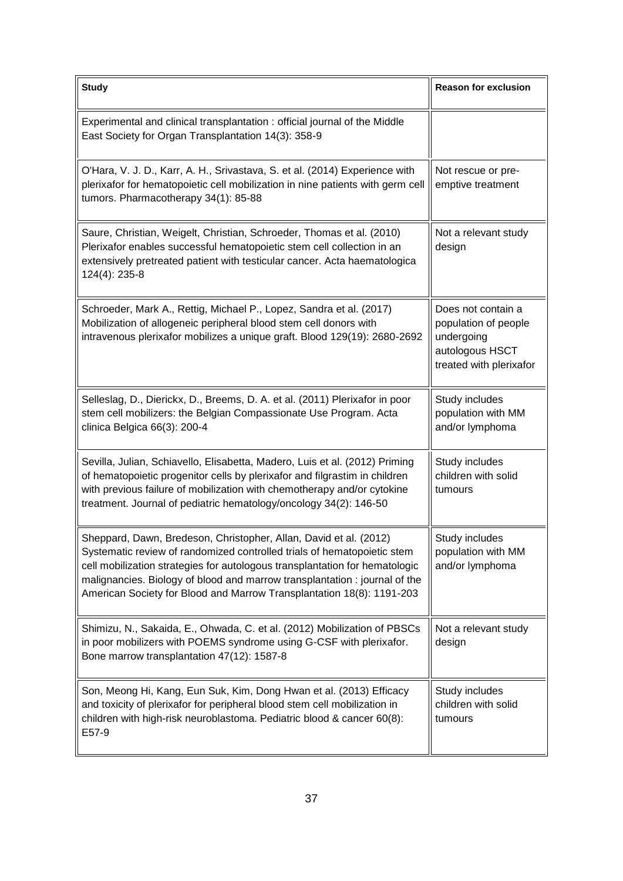| Study | Reason for exclusion |
| --- | --- |
| Experimental and clinical transplantation : official journal of the Middle East Society for Organ Transplantation 14(3): 358-9 | |
| O'Hara, V. J. D., Karr, A. H., Srivastava, S. et al. (2014) Experience with plerixafor for hematopoietic cell mobilization in nine patients with germ cell tumors. Pharmacotherapy 34(1): 85-88 | Not rescue or pre-emptive treatment |
| Saure, Christian, Weigelt, Christian, Schroeder, Thomas et al. (2010) Plerixafor enables successful hematopoietic stem cell collection in an extensively pretreated patient with testicular cancer. Acta haematologica 124(4): 235-8 | Not a relevant study design |
| Schroeder, Mark A., Rettig, Michael P., Lopez, Sandra et al. (2017) Mobilization of allogeneic peripheral blood stem cell donors with intravenous plerixafor mobilizes a unique graft. Blood 129(19): 2680-2692 | Does not contain a population of people undergoing autologous HSCT treated with plerixafor |
| Selleslag, D., Dierickx, D., Breems, D. A. et al. (2011) Plerixafor in poor stem cell mobilizers: the Belgian Compassionate Use Program. Acta clinica Belgica 66(3): 200-4 | Study includes population with MM and/or lymphoma |
| Sevilla, Julian, Schiavello, Elisabetta, Madero, Luis et al. (2012) Priming of hematopoietic progenitor cells by plerixafor and filgrastim in children with previous failure of mobilization with chemotherapy and/or cytokine treatment. Journal of pediatric hematology/oncology 34(2): 146-50 | Study includes children with solid tumours |
| Sheppard, Dawn, Bredeson, Christopher, Allan, David et al. (2012) Systematic review of randomized controlled trials of hematopoietic stem cell mobilization strategies for autologous transplantation for hematologic malignancies. Biology of blood and marrow transplantation : journal of the American Society for Blood and Marrow Transplantation 18(8): 1191-203 | Study includes population with MM and/or lymphoma |
| Shimizu, N., Sakaida, E., Ohwada, C. et al. (2012) Mobilization of PBSCs in poor mobilizers with POEMS syndrome using G-CSF with plerixafor. Bone marrow transplantation 47(12): 1587-8 | Not a relevant study design |
| Son, Meong Hi, Kang, Eun Suk, Kim, Dong Hwan et al. (2013) Efficacy and toxicity of plerixafor for peripheral blood stem cell mobilization in children with high-risk neuroblastoma. Pediatric blood & cancer 60(8): E57-9 | Study includes children with solid tumours |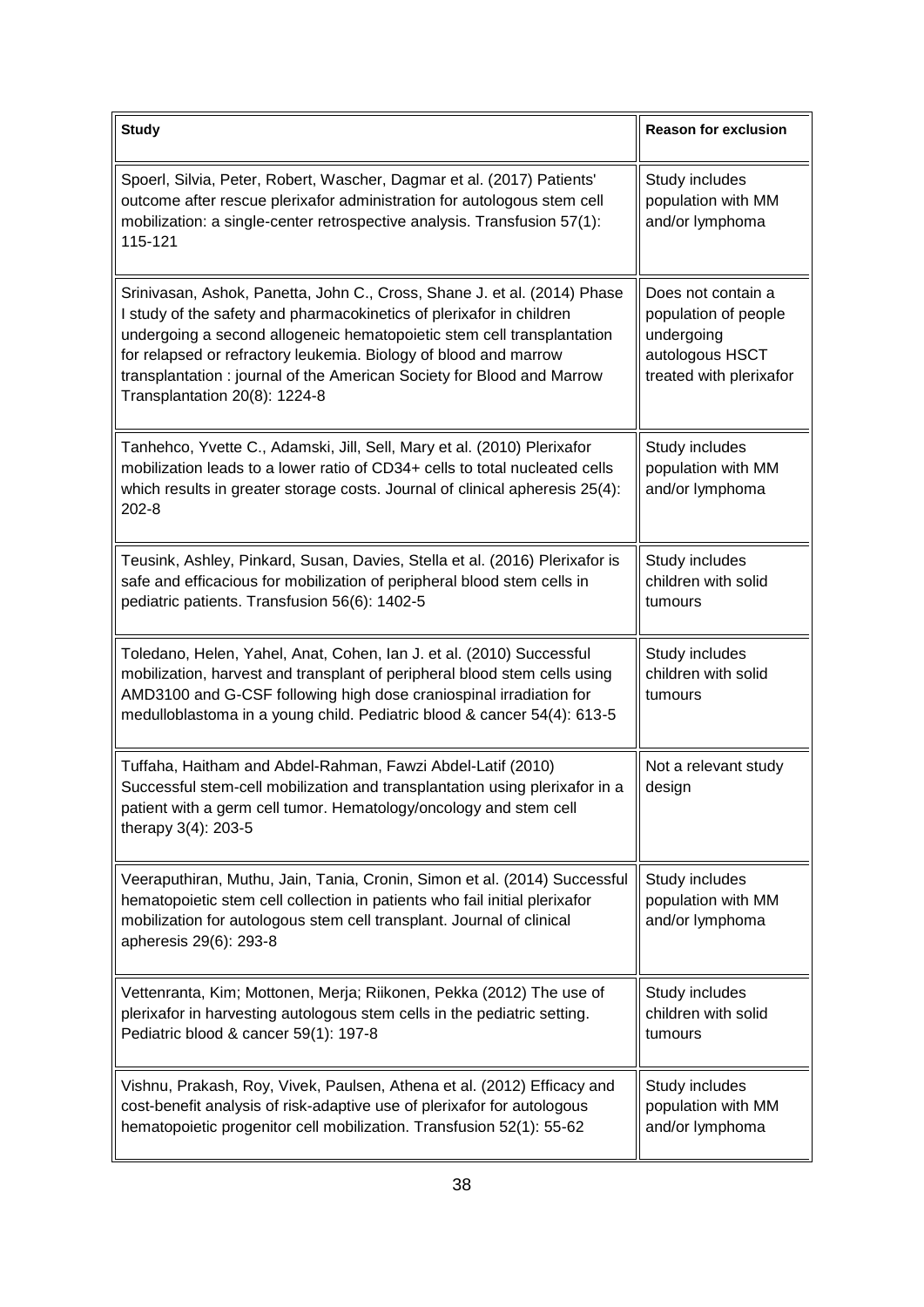| Study | Reason for exclusion |
|---|---|
| Spoerl, Silvia, Peter, Robert, Wascher, Dagmar et al. (2017) Patients' outcome after rescue plerixafor administration for autologous stem cell mobilization: a single-center retrospective analysis. Transfusion 57(1): 115-121 | Study includes population with MM and/or lymphoma |
| Srinivasan, Ashok, Panetta, John C., Cross, Shane J. et al. (2014) Phase I study of the safety and pharmacokinetics of plerixafor in children undergoing a second allogeneic hematopoietic stem cell transplantation for relapsed or refractory leukemia. Biology of blood and marrow transplantation : journal of the American Society for Blood and Marrow Transplantation 20(8): 1224-8 | Does not contain a population of people undergoing autologous HSCT treated with plerixafor |
| Tanhehco, Yvette C., Adamski, Jill, Sell, Mary et al. (2010) Plerixafor mobilization leads to a lower ratio of CD34+ cells to total nucleated cells which results in greater storage costs. Journal of clinical apheresis 25(4): 202-8 | Study includes population with MM and/or lymphoma |
| Teusink, Ashley, Pinkard, Susan, Davies, Stella et al. (2016) Plerixafor is safe and efficacious for mobilization of peripheral blood stem cells in pediatric patients. Transfusion 56(6): 1402-5 | Study includes children with solid tumours |
| Toledano, Helen, Yahel, Anat, Cohen, Ian J. et al. (2010) Successful mobilization, harvest and transplant of peripheral blood stem cells using AMD3100 and G-CSF following high dose craniospinal irradiation for medulloblastoma in a young child. Pediatric blood & cancer 54(4): 613-5 | Study includes children with solid tumours |
| Tuffaha, Haitham and Abdel-Rahman, Fawzi Abdel-Latif (2010) Successful stem-cell mobilization and transplantation using plerixafor in a patient with a germ cell tumor. Hematology/oncology and stem cell therapy 3(4): 203-5 | Not a relevant study design |
| Veeraputhiran, Muthu, Jain, Tania, Cronin, Simon et al. (2014) Successful hematopoietic stem cell collection in patients who fail initial plerixafor mobilization for autologous stem cell transplant. Journal of clinical apheresis 29(6): 293-8 | Study includes population with MM and/or lymphoma |
| Vettenranta, Kim; Mottonen, Merja; Riikonen, Pekka (2012) The use of plerixafor in harvesting autologous stem cells in the pediatric setting. Pediatric blood & cancer 59(1): 197-8 | Study includes children with solid tumours |
| Vishnu, Prakash, Roy, Vivek, Paulsen, Athena et al. (2012) Efficacy and cost-benefit analysis of risk-adaptive use of plerixafor for autologous hematopoietic progenitor cell mobilization. Transfusion 52(1): 55-62 | Study includes population with MM and/or lymphoma |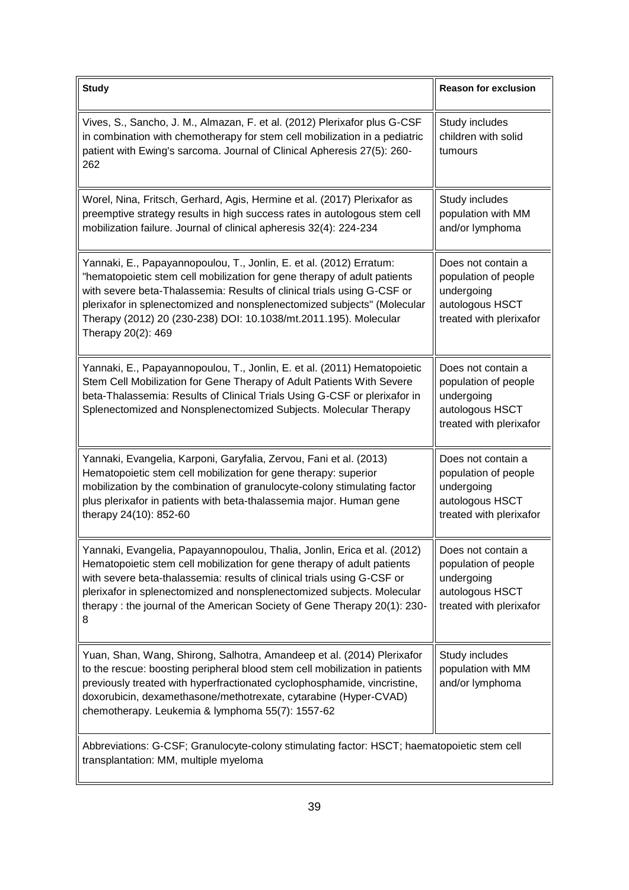| Study | Reason for exclusion |
| --- | --- |
| Vives, S., Sancho, J. M., Almazan, F. et al. (2012) Plerixafor plus G-CSF in combination with chemotherapy for stem cell mobilization in a pediatric patient with Ewing's sarcoma. Journal of Clinical Apheresis 27(5): 260-262 | Study includes children with solid tumours |
| Worel, Nina, Fritsch, Gerhard, Agis, Hermine et al. (2017) Plerixafor as preemptive strategy results in high success rates in autologous stem cell mobilization failure. Journal of clinical apheresis 32(4): 224-234 | Study includes population with MM and/or lymphoma |
| Yannaki, E., Papayannopoulou, T., Jonlin, E. et al. (2012) Erratum: "hematopoietic stem cell mobilization for gene therapy of adult patients with severe beta-Thalassemia: Results of clinical trials using G-CSF or plerixafor in splenectomized and nonsplenectomized subjects" (Molecular Therapy (2012) 20 (230-238) DOI: 10.1038/mt.2011.195). Molecular Therapy 20(2): 469 | Does not contain a population of people undergoing autologous HSCT treated with plerixafor |
| Yannaki, E., Papayannopoulou, T., Jonlin, E. et al. (2011) Hematopoietic Stem Cell Mobilization for Gene Therapy of Adult Patients With Severe beta-Thalassemia: Results of Clinical Trials Using G-CSF or plerixafor in Splenectomized and Nonsplenectomized Subjects. Molecular Therapy | Does not contain a population of people undergoing autologous HSCT treated with plerixafor |
| Yannaki, Evangelia, Karponi, Garyfalia, Zervou, Fani et al. (2013) Hematopoietic stem cell mobilization for gene therapy: superior mobilization by the combination of granulocyte-colony stimulating factor plus plerixafor in patients with beta-thalassemia major. Human gene therapy 24(10): 852-60 | Does not contain a population of people undergoing autologous HSCT treated with plerixafor |
| Yannaki, Evangelia, Papayannopoulou, Thalia, Jonlin, Erica et al. (2012) Hematopoietic stem cell mobilization for gene therapy of adult patients with severe beta-thalassemia: results of clinical trials using G-CSF or plerixafor in splenectomized and nonsplenectomized subjects. Molecular therapy : the journal of the American Society of Gene Therapy 20(1): 230-8 | Does not contain a population of people undergoing autologous HSCT treated with plerixafor |
| Yuan, Shan, Wang, Shirong, Salhotra, Amandeep et al. (2014) Plerixafor to the rescue: boosting peripheral blood stem cell mobilization in patients previously treated with hyperfractionated cyclophosphamide, vincristine, doxorubicin, dexamethasone/methotrexate, cytarabine (Hyper-CVAD) chemotherapy. Leukemia & lymphoma 55(7): 1557-62 | Study includes population with MM and/or lymphoma |

Abbreviations: G-CSF; Granulocyte-colony stimulating factor: HSCT; haematopoietic stem cell transplantation: MM, multiple myeloma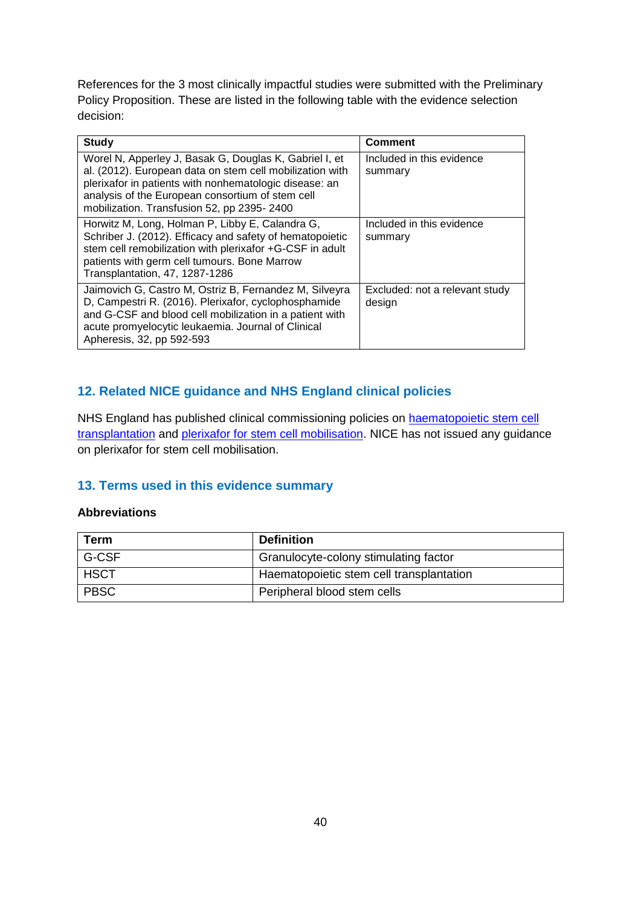References for the 3 most clinically impactful studies were submitted with the Preliminary Policy Proposition. These are listed in the following table with the evidence selection decision:

| Study | Comment |
| --- | --- |
| Worel N, Apperley J, Basak G, Douglas K, Gabriel I, et al. (2012). European data on stem cell mobilization with plerixafor in patients with nonhematologic disease: an analysis of the European consortium of stem cell mobilization. Transfusion 52, pp 2395- 2400 | Included in this evidence summary |
| Horwitz M, Long, Holman P, Libby E, Calandra G, Schriber J. (2012). Efficacy and safety of hematopoietic stem cell remobilization with plerixafor +G-CSF in adult patients with germ cell tumours. Bone Marrow Transplantation, 47, 1287-1286 | Included in this evidence summary |
| Jaimovich G, Castro M, Ostriz B, Fernandez M, Silveyra D, Campestri R. (2016). Plerixafor, cyclophosphamide and G-CSF and blood cell mobilization in a patient with acute promyelocytic leukaemia. Journal of Clinical Apheresis, 32, pp 592-593 | Excluded: not a relevant study design |

## 12. Related NICE guidance and NHS England clinical policies

NHS England has published clinical commissioning policies on haematopoietic stem cell transplantation and plerixafor for stem cell mobilisation. NICE has not issued any guidance on plerixafor for stem cell mobilisation.

## 13. Terms used in this evidence summary

**Abbreviations**

| Term | Definition |
| --- | --- |
| G-CSF | Granulocyte-colony stimulating factor |
| HSCT | Haematopoietic stem cell transplantation |
| PBSC | Peripheral blood stem cells |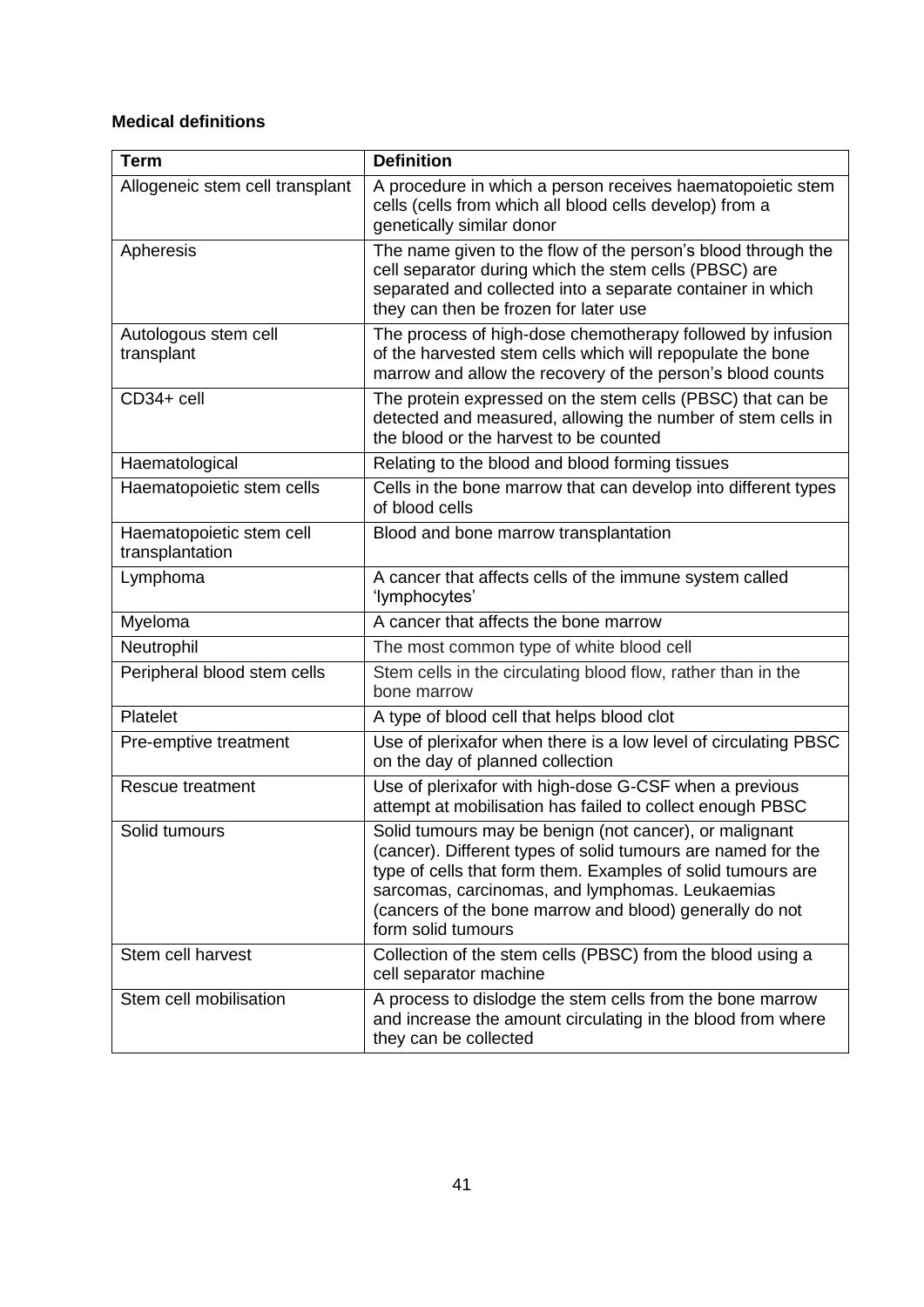**Medical definitions**

| Term | Definition |
| --- | --- |
| Allogeneic stem cell transplant | A procedure in which a person receives haematopoietic stem cells (cells from which all blood cells develop) from a genetically similar donor |
| Apheresis | The name given to the flow of the person's blood through the cell separator during which the stem cells (PBSC) are separated and collected into a separate container in which they can then be frozen for later use |
| Autologous stem cell transplant | The process of high-dose chemotherapy followed by infusion of the harvested stem cells which will repopulate the bone marrow and allow the recovery of the person's blood counts |
| CD34+ cell | The protein expressed on the stem cells (PBSC) that can be detected and measured, allowing the number of stem cells in the blood or the harvest to be counted |
| Haematological | Relating to the blood and blood forming tissues |
| Haematopoietic stem cells | Cells in the bone marrow that can develop into different types of blood cells |
| Haematopoietic stem cell transplantation | Blood and bone marrow transplantation |
| Lymphoma | A cancer that affects cells of the immune system called 'lymphocytes' |
| Myeloma | A cancer that affects the bone marrow |
| Neutrophil | The most common type of white blood cell |
| Peripheral blood stem cells | Stem cells in the circulating blood flow, rather than in the bone marrow |
| Platelet | A type of blood cell that helps blood clot |
| Pre-emptive treatment | Use of plerixafor when there is a low level of circulating PBSC on the day of planned collection |
| Rescue treatment | Use of plerixafor with high-dose G-CSF when a previous attempt at mobilisation has failed to collect enough PBSC |
| Solid tumours | Solid tumours may be benign (not cancer), or malignant (cancer). Different types of solid tumours are named for the type of cells that form them. Examples of solid tumours are sarcomas, carcinomas, and lymphomas. Leukaemias (cancers of the bone marrow and blood) generally do not form solid tumours |
| Stem cell harvest | Collection of the stem cells (PBSC) from the blood using a cell separator machine |
| Stem cell mobilisation | A process to dislodge the stem cells from the bone marrow and increase the amount circulating in the blood from where they can be collected |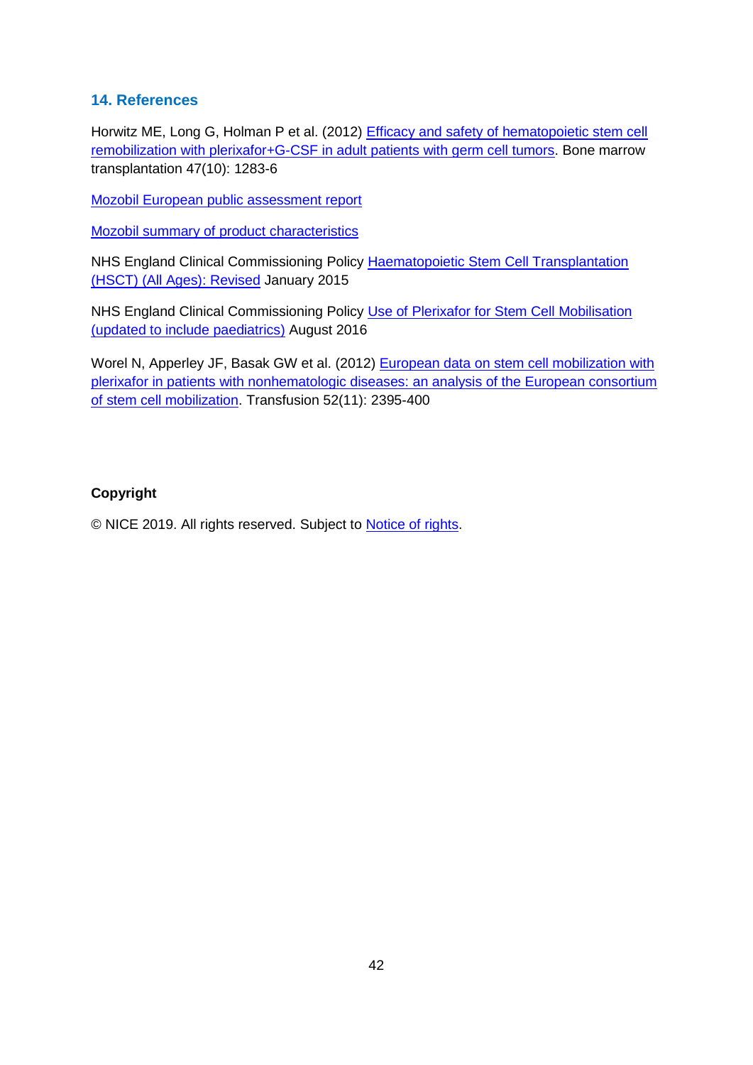## 14. References

Horwitz ME, Long G, Holman P et al. (2012) Efficacy and safety of hematopoietic stem cell remobilization with plerixafor+G-CSF in adult patients with germ cell tumors. Bone marrow transplantation 47(10): 1283-6

Mozobil European public assessment report

Mozobil summary of product characteristics

NHS England Clinical Commissioning Policy Haematopoietic Stem Cell Transplantation (HSCT) (All Ages): Revised January 2015

NHS England Clinical Commissioning Policy Use of Plerixafor for Stem Cell Mobilisation (updated to include paediatrics) August 2016

Worel N, Apperley JF, Basak GW et al. (2012) European data on stem cell mobilization with plerixafor in patients with nonhematologic diseases: an analysis of the European consortium of stem cell mobilization. Transfusion 52(11): 2395-400

**Copyright**

© NICE 2019. All rights reserved. Subject to Notice of rights.